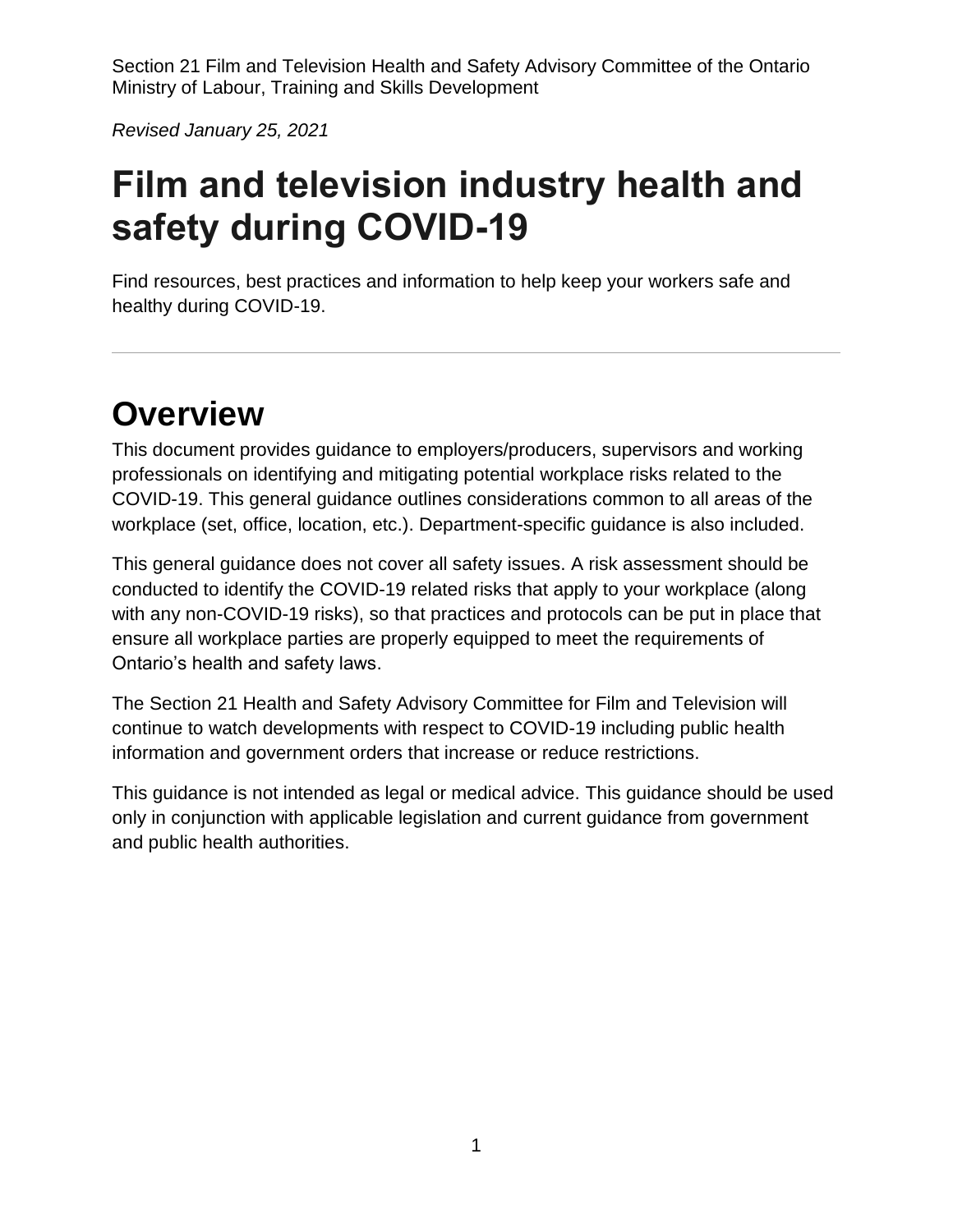Section 21 Film and Television Health and Safety Advisory Committee of the Ontario Ministry of Labour, Training and Skills Development

*Revised January 25, 2021*

# Film and television industry health and safety during COVID-19

Find resources, best practices and information to help keep your workers safe and healthy during COVID-19.

---

## Overview

This document provides guidance to employers/producers, supervisors and working professionals on identifying and mitigating potential workplace risks related to the COVID-19. This general guidance outlines considerations common to all areas of the workplace (set, office, location, etc.). Department-specific guidance is also included.

This general guidance does not cover all safety issues. A risk assessment should be conducted to identify the COVID-19 related risks that apply to your workplace (along with any non-COVID-19 risks), so that practices and protocols can be put in place that ensure all workplace parties are properly equipped to meet the requirements of Ontario's health and safety laws.

The Section 21 Health and Safety Advisory Committee for Film and Television will continue to watch developments with respect to COVID-19 including public health information and government orders that increase or reduce restrictions.

This guidance is not intended as legal or medical advice. This guidance should be used only in conjunction with applicable legislation and current guidance from government and public health authorities.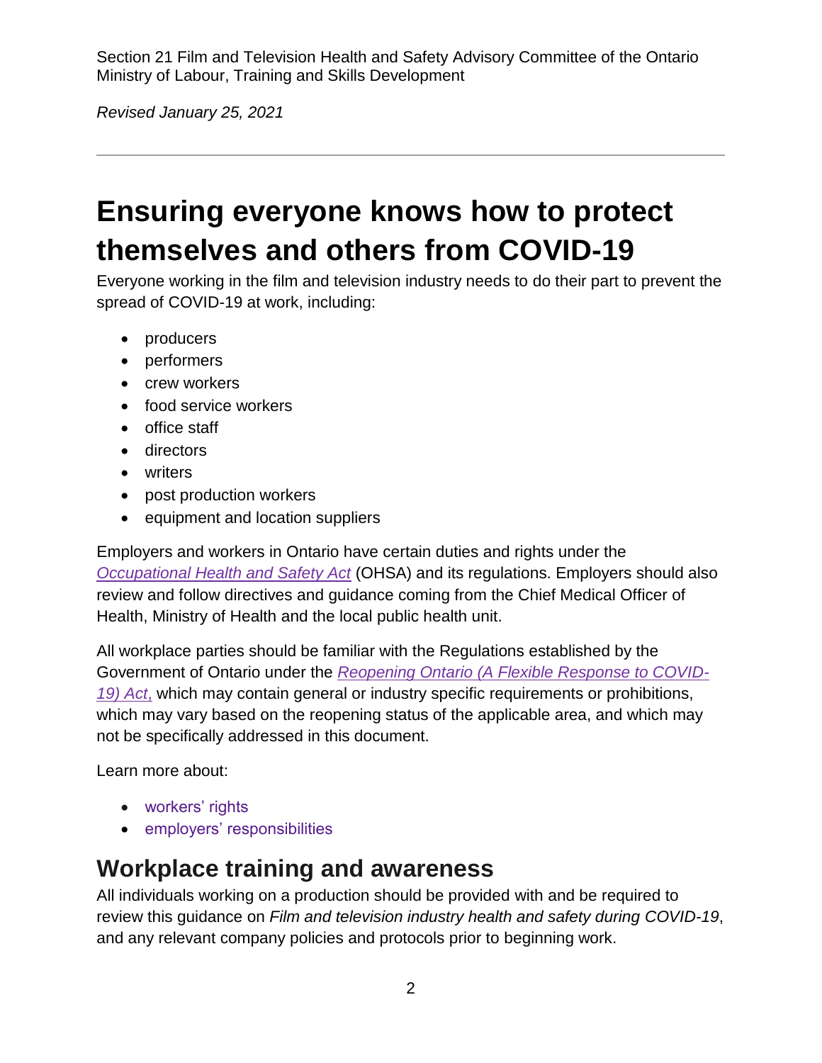Section 21 Film and Television Health and Safety Advisory Committee of the Ontario Ministry of Labour, Training and Skills Development

*Revised January 25, 2021*

---

# Ensuring everyone knows how to protect themselves and others from COVID-19

Everyone working in the film and television industry needs to do their part to prevent the spread of COVID-19 at work, including:

- producers
- performers
- crew workers
- food service workers
- office staff
- directors
- writers
- post production workers
- equipment and location suppliers

Employers and workers in Ontario have certain duties and rights under the *Occupational Health and Safety Act* (OHSA) and its regulations. Employers should also review and follow directives and guidance coming from the Chief Medical Officer of Health, Ministry of Health and the local public health unit.

All workplace parties should be familiar with the Regulations established by the Government of Ontario under the *Reopening Ontario (A Flexible Response to COVID-19) Act,* which may contain general or industry specific requirements or prohibitions, which may vary based on the reopening status of the applicable area, and which may not be specifically addressed in this document.

Learn more about:

- workers' rights
- employers' responsibilities

## Workplace training and awareness

All individuals working on a production should be provided with and be required to review this guidance on *Film and television industry health and safety during COVID-19*, and any relevant company policies and protocols prior to beginning work.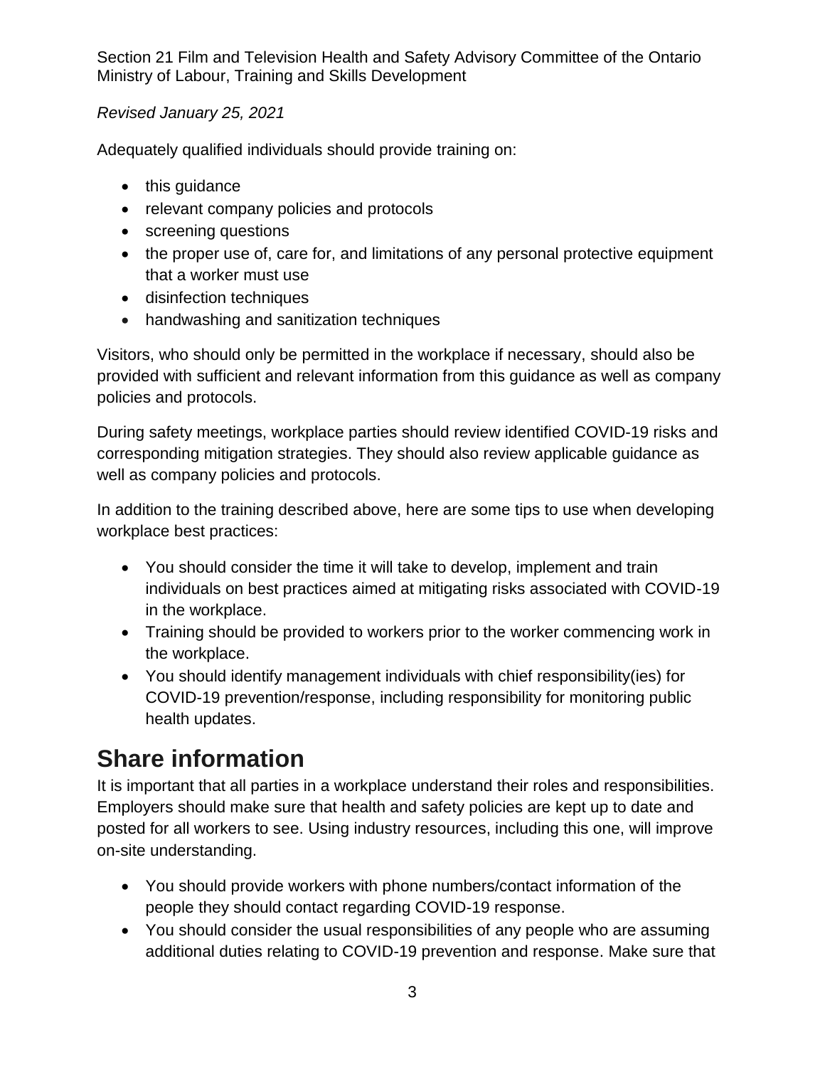Adequately qualified individuals should provide training on:

- this guidance
- relevant company policies and protocols
- screening questions
- the proper use of, care for, and limitations of any personal protective equipment that a worker must use
- disinfection techniques
- handwashing and sanitization techniques

Visitors, who should only be permitted in the workplace if necessary, should also be provided with sufficient and relevant information from this guidance as well as company policies and protocols.

During safety meetings, workplace parties should review identified COVID-19 risks and corresponding mitigation strategies. They should also review applicable guidance as well as company policies and protocols.

In addition to the training described above, here are some tips to use when developing workplace best practices:

- You should consider the time it will take to develop, implement and train individuals on best practices aimed at mitigating risks associated with COVID-19 in the workplace.
- Training should be provided to workers prior to the worker commencing work in the workplace.
- You should identify management individuals with chief responsibility(ies) for COVID-19 prevention/response, including responsibility for monitoring public health updates.

# Share information

It is important that all parties in a workplace understand their roles and responsibilities. Employers should make sure that health and safety policies are kept up to date and posted for all workers to see. Using industry resources, including this one, will improve on-site understanding.

- You should provide workers with phone numbers/contact information of the people they should contact regarding COVID-19 response.
- You should consider the usual responsibilities of any people who are assuming additional duties relating to COVID-19 prevention and response. Make sure that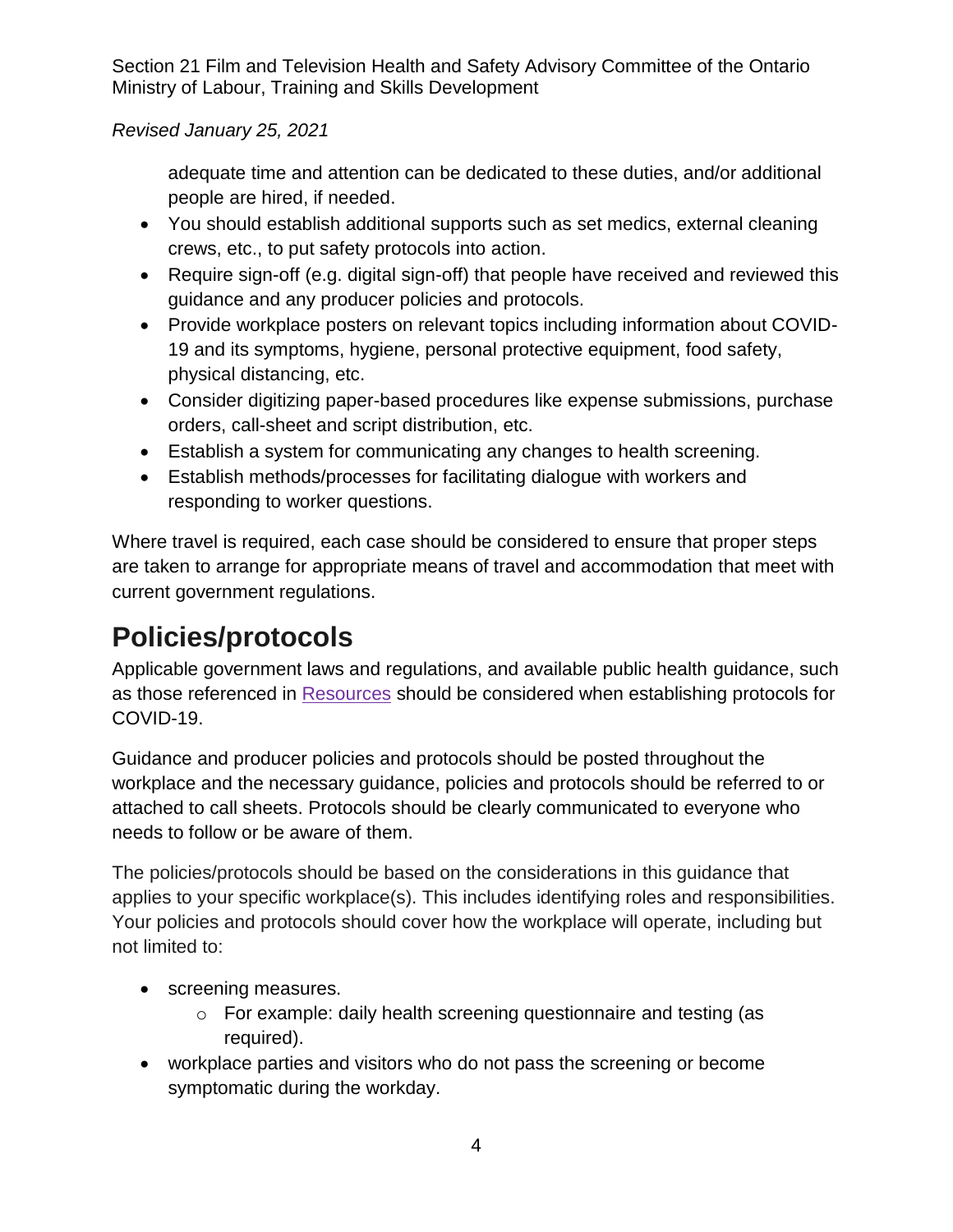adequate time and attention can be dedicated to these duties, and/or additional people are hired, if needed.

- You should establish additional supports such as set medics, external cleaning crews, etc., to put safety protocols into action.
- Require sign-off (e.g. digital sign-off) that people have received and reviewed this guidance and any producer policies and protocols.
- Provide workplace posters on relevant topics including information about COVID-19 and its symptoms, hygiene, personal protective equipment, food safety, physical distancing, etc.
- Consider digitizing paper-based procedures like expense submissions, purchase orders, call-sheet and script distribution, etc.
- Establish a system for communicating any changes to health screening.
- Establish methods/processes for facilitating dialogue with workers and responding to worker questions.

Where travel is required, each case should be considered to ensure that proper steps are taken to arrange for appropriate means of travel and accommodation that meet with current government regulations.

# Policies/protocols

Applicable government laws and regulations, and available public health guidance, such as those referenced in Resources should be considered when establishing protocols for COVID-19.

Guidance and producer policies and protocols should be posted throughout the workplace and the necessary guidance, policies and protocols should be referred to or attached to call sheets. Protocols should be clearly communicated to everyone who needs to follow or be aware of them.

The policies/protocols should be based on the considerations in this guidance that applies to your specific workplace(s). This includes identifying roles and responsibilities. Your policies and protocols should cover how the workplace will operate, including but not limited to:

- screening measures.
  - For example: daily health screening questionnaire and testing (as required).
- workplace parties and visitors who do not pass the screening or become symptomatic during the workday.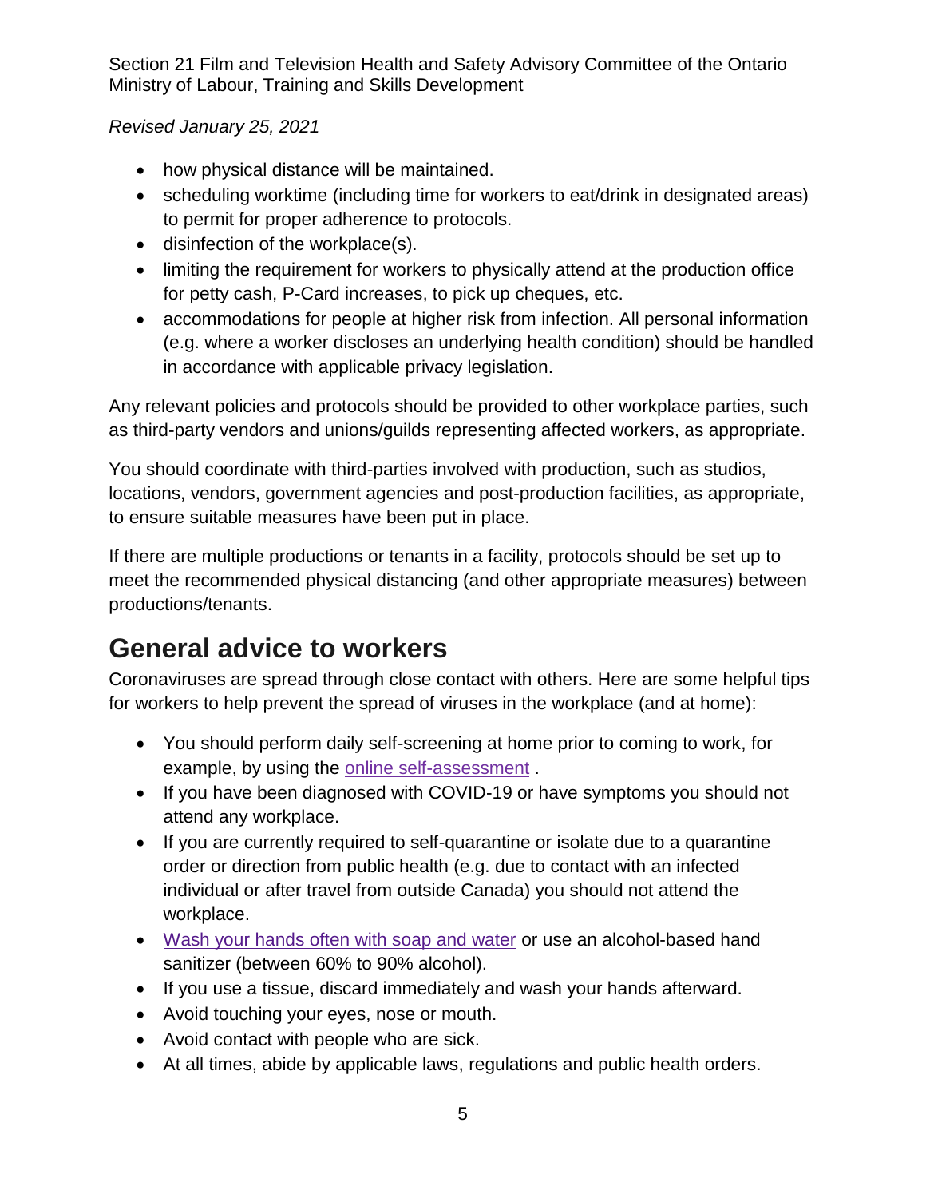- how physical distance will be maintained.
- scheduling worktime (including time for workers to eat/drink in designated areas) to permit for proper adherence to protocols.
- disinfection of the workplace(s).
- limiting the requirement for workers to physically attend at the production office for petty cash, P-Card increases, to pick up cheques, etc.
- accommodations for people at higher risk from infection. All personal information (e.g. where a worker discloses an underlying health condition) should be handled in accordance with applicable privacy legislation.

Any relevant policies and protocols should be provided to other workplace parties, such as third-party vendors and unions/guilds representing affected workers, as appropriate.

You should coordinate with third-parties involved with production, such as studios, locations, vendors, government agencies and post-production facilities, as appropriate, to ensure suitable measures have been put in place.

If there are multiple productions or tenants in a facility, protocols should be set up to meet the recommended physical distancing (and other appropriate measures) between productions/tenants.

## General advice to workers

Coronaviruses are spread through close contact with others. Here are some helpful tips for workers to help prevent the spread of viruses in the workplace (and at home):

- You should perform daily self-screening at home prior to coming to work, for example, by using the online self-assessment .
- If you have been diagnosed with COVID-19 or have symptoms you should not attend any workplace.
- If you are currently required to self-quarantine or isolate due to a quarantine order or direction from public health (e.g. due to contact with an infected individual or after travel from outside Canada) you should not attend the workplace.
- Wash your hands often with soap and water or use an alcohol-based hand sanitizer (between 60% to 90% alcohol).
- If you use a tissue, discard immediately and wash your hands afterward.
- Avoid touching your eyes, nose or mouth.
- Avoid contact with people who are sick.
- At all times, abide by applicable laws, regulations and public health orders.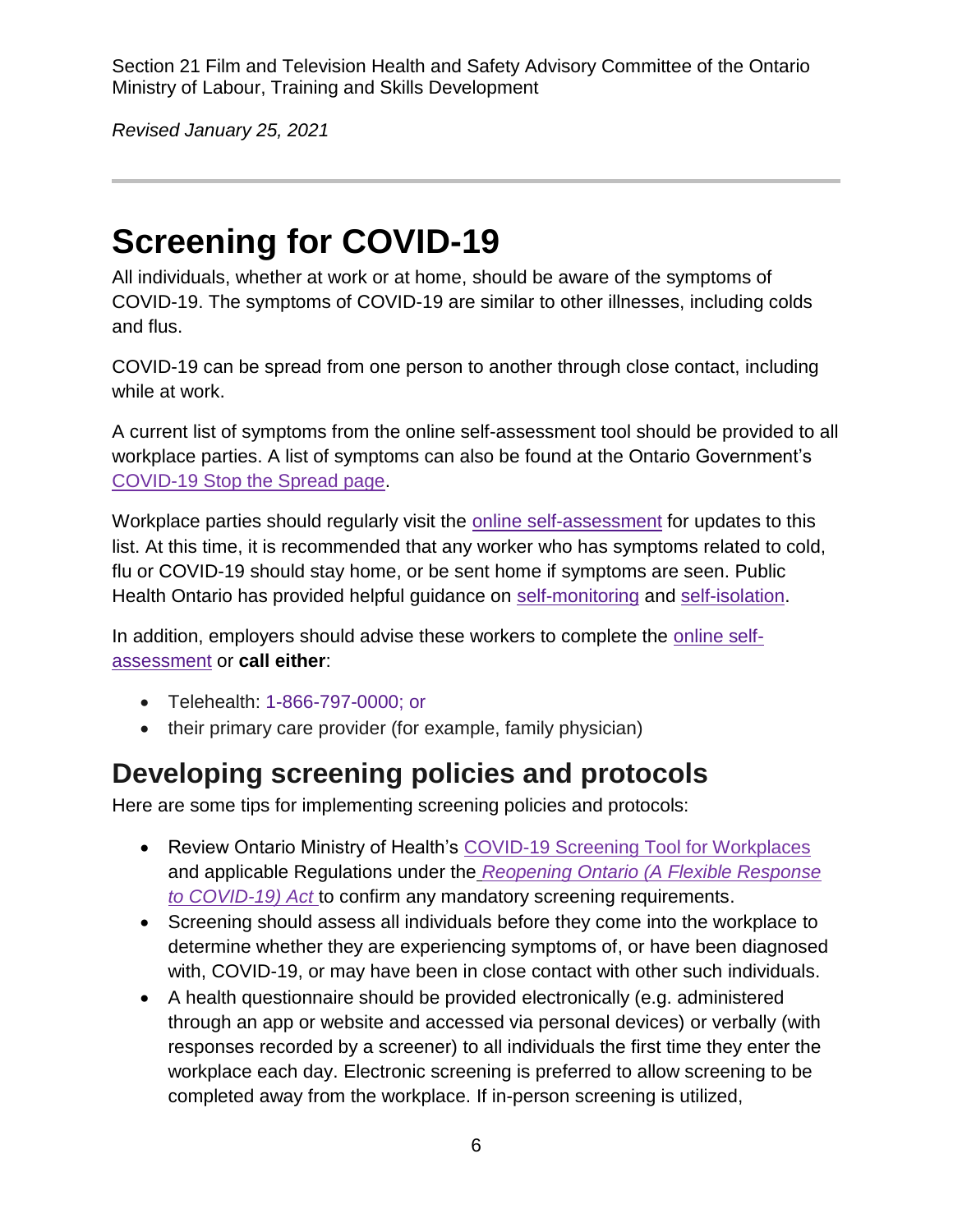Section 21 Film and Television Health and Safety Advisory Committee of the Ontario Ministry of Labour, Training and Skills Development

*Revised January 25, 2021*

---

# Screening for COVID-19

All individuals, whether at work or at home, should be aware of the symptoms of COVID-19. The symptoms of COVID-19 are similar to other illnesses, including colds and flus.

COVID-19 can be spread from one person to another through close contact, including while at work.

A current list of symptoms from the online self-assessment tool should be provided to all workplace parties. A list of symptoms can also be found at the Ontario Government's COVID-19 Stop the Spread page.

Workplace parties should regularly visit the online self-assessment for updates to this list. At this time, it is recommended that any worker who has symptoms related to cold, flu or COVID-19 should stay home, or be sent home if symptoms are seen. Public Health Ontario has provided helpful guidance on self-monitoring and self-isolation.

In addition, employers should advise these workers to complete the online self-assessment or **call either**:

- Telehealth: 1-866-797-0000; or
- their primary care provider (for example, family physician)

## Developing screening policies and protocols

Here are some tips for implementing screening policies and protocols:

- Review Ontario Ministry of Health's COVID-19 Screening Tool for Workplaces and applicable Regulations under the *Reopening Ontario (A Flexible Response to COVID-19) Act* to confirm any mandatory screening requirements.
- Screening should assess all individuals before they come into the workplace to determine whether they are experiencing symptoms of, or have been diagnosed with, COVID-19, or may have been in close contact with other such individuals.
- A health questionnaire should be provided electronically (e.g. administered through an app or website and accessed via personal devices) or verbally (with responses recorded by a screener) to all individuals the first time they enter the workplace each day. Electronic screening is preferred to allow screening to be completed away from the workplace. If in-person screening is utilized,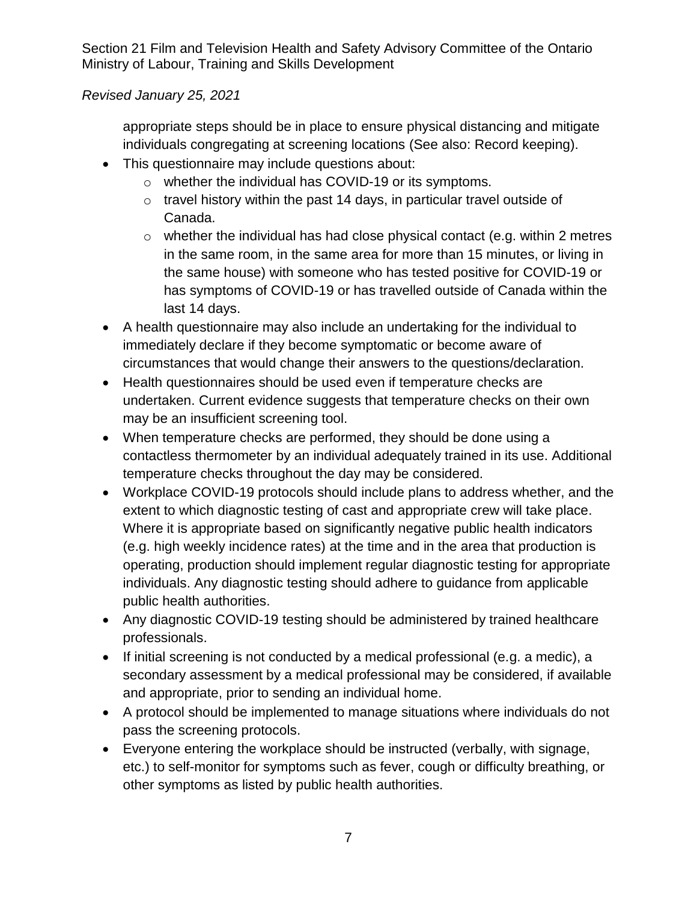appropriate steps should be in place to ensure physical distancing and mitigate individuals congregating at screening locations (See also: Record keeping).

- This questionnaire may include questions about:
  - whether the individual has COVID-19 or its symptoms.
  - travel history within the past 14 days, in particular travel outside of Canada.
  - whether the individual has had close physical contact (e.g. within 2 metres in the same room, in the same area for more than 15 minutes, or living in the same house) with someone who has tested positive for COVID-19 or has symptoms of COVID-19 or has travelled outside of Canada within the last 14 days.
- A health questionnaire may also include an undertaking for the individual to immediately declare if they become symptomatic or become aware of circumstances that would change their answers to the questions/declaration.
- Health questionnaires should be used even if temperature checks are undertaken. Current evidence suggests that temperature checks on their own may be an insufficient screening tool.
- When temperature checks are performed, they should be done using a contactless thermometer by an individual adequately trained in its use. Additional temperature checks throughout the day may be considered.
- Workplace COVID-19 protocols should include plans to address whether, and the extent to which diagnostic testing of cast and appropriate crew will take place. Where it is appropriate based on significantly negative public health indicators (e.g. high weekly incidence rates) at the time and in the area that production is operating, production should implement regular diagnostic testing for appropriate individuals. Any diagnostic testing should adhere to guidance from applicable public health authorities.
- Any diagnostic COVID-19 testing should be administered by trained healthcare professionals.
- If initial screening is not conducted by a medical professional (e.g. a medic), a secondary assessment by a medical professional may be considered, if available and appropriate, prior to sending an individual home.
- A protocol should be implemented to manage situations where individuals do not pass the screening protocols.
- Everyone entering the workplace should be instructed (verbally, with signage, etc.) to self-monitor for symptoms such as fever, cough or difficulty breathing, or other symptoms as listed by public health authorities.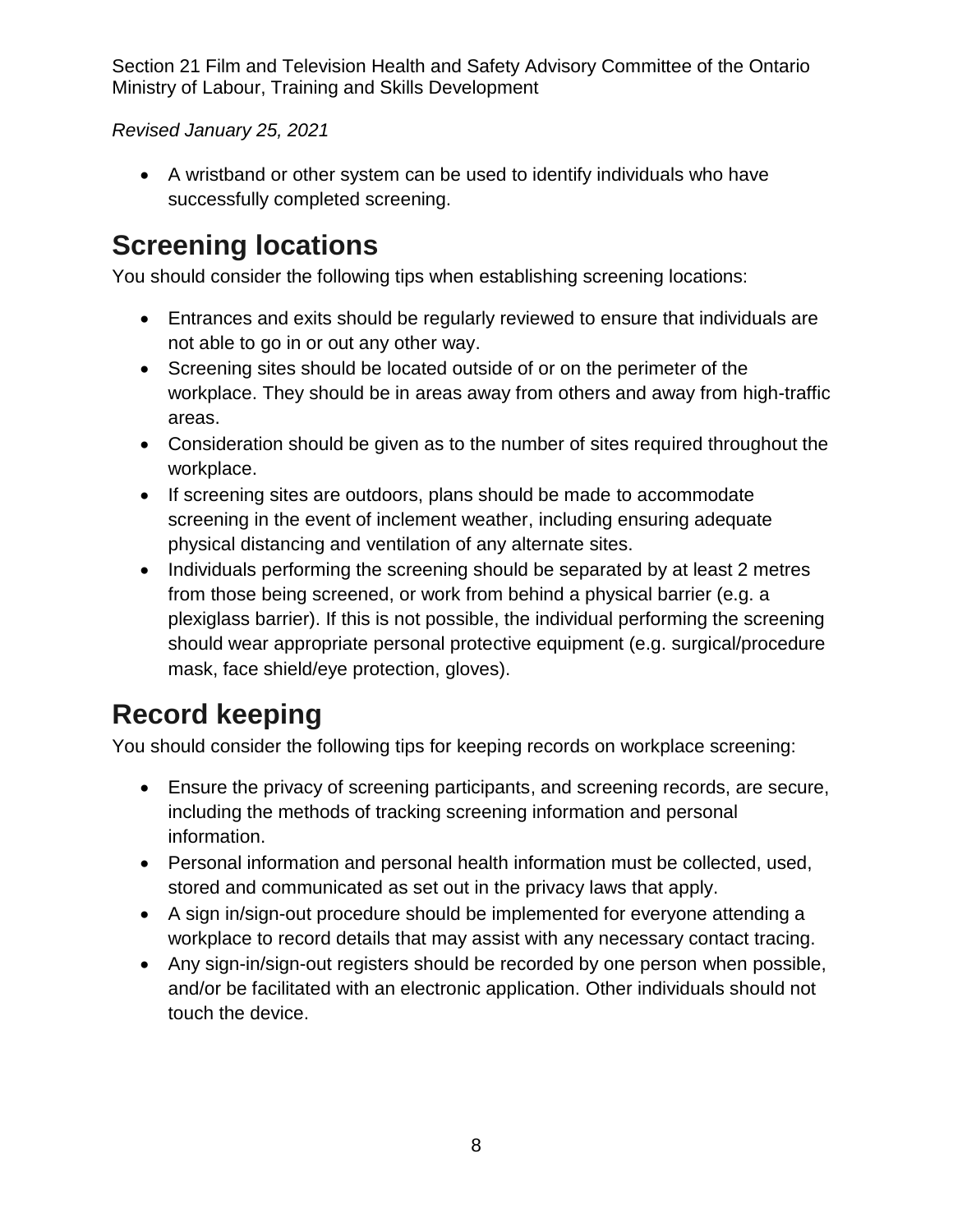- A wristband or other system can be used to identify individuals who have successfully completed screening.

## Screening locations

You should consider the following tips when establishing screening locations:

- Entrances and exits should be regularly reviewed to ensure that individuals are not able to go in or out any other way.
- Screening sites should be located outside of or on the perimeter of the workplace. They should be in areas away from others and away from high-traffic areas.
- Consideration should be given as to the number of sites required throughout the workplace.
- If screening sites are outdoors, plans should be made to accommodate screening in the event of inclement weather, including ensuring adequate physical distancing and ventilation of any alternate sites.
- Individuals performing the screening should be separated by at least 2 metres from those being screened, or work from behind a physical barrier (e.g. a plexiglass barrier). If this is not possible, the individual performing the screening should wear appropriate personal protective equipment (e.g. surgical/procedure mask, face shield/eye protection, gloves).

## Record keeping

You should consider the following tips for keeping records on workplace screening:

- Ensure the privacy of screening participants, and screening records, are secure, including the methods of tracking screening information and personal information.
- Personal information and personal health information must be collected, used, stored and communicated as set out in the privacy laws that apply.
- A sign in/sign-out procedure should be implemented for everyone attending a workplace to record details that may assist with any necessary contact tracing.
- Any sign-in/sign-out registers should be recorded by one person when possible, and/or be facilitated with an electronic application. Other individuals should not touch the device.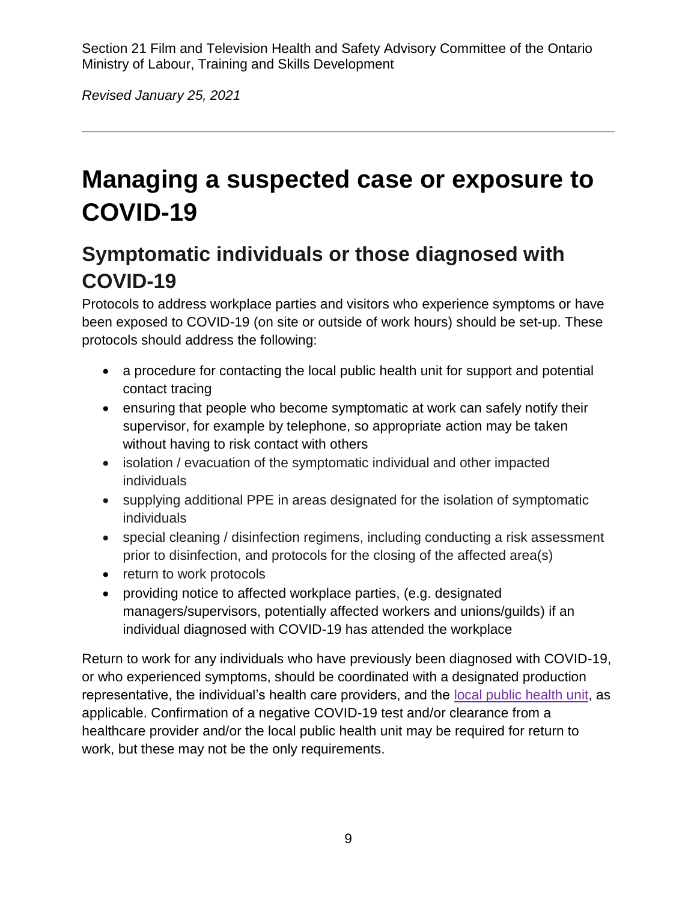# Managing a suspected case or exposure to COVID-19

## Symptomatic individuals or those diagnosed with COVID-19

Protocols to address workplace parties and visitors who experience symptoms or have been exposed to COVID-19 (on site or outside of work hours) should be set-up. These protocols should address the following:

- a procedure for contacting the local public health unit for support and potential contact tracing
- ensuring that people who become symptomatic at work can safely notify their supervisor, for example by telephone, so appropriate action may be taken without having to risk contact with others
- isolation / evacuation of the symptomatic individual and other impacted individuals
- supplying additional PPE in areas designated for the isolation of symptomatic individuals
- special cleaning / disinfection regimens, including conducting a risk assessment prior to disinfection, and protocols for the closing of the affected area(s)
- return to work protocols
- providing notice to affected workplace parties, (e.g. designated managers/supervisors, potentially affected workers and unions/guilds) if an individual diagnosed with COVID-19 has attended the workplace

Return to work for any individuals who have previously been diagnosed with COVID-19, or who experienced symptoms, should be coordinated with a designated production representative, the individual's health care providers, and the local public health unit, as applicable. Confirmation of a negative COVID-19 test and/or clearance from a healthcare provider and/or the local public health unit may be required for return to work, but these may not be the only requirements.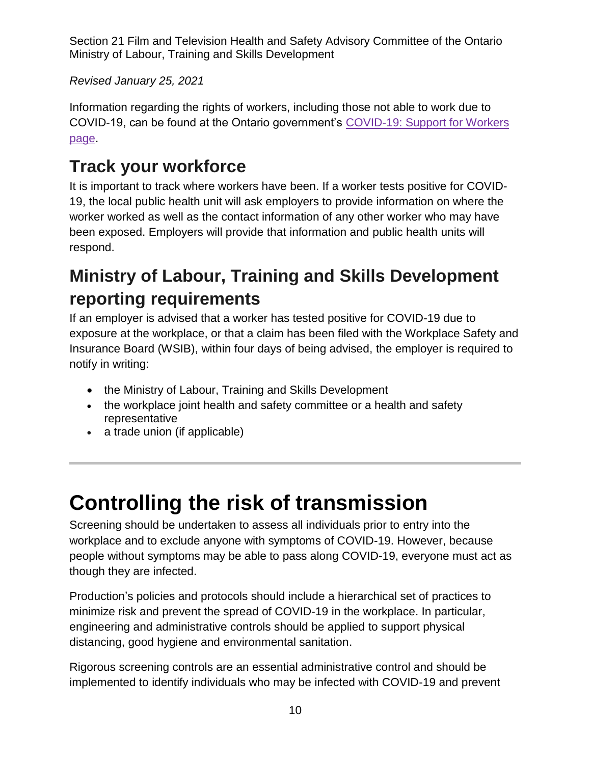Section 21 Film and Television Health and Safety Advisory Committee of the Ontario Ministry of Labour, Training and Skills Development

*Revised January 25, 2021*

Information regarding the rights of workers, including those not able to work due to COVID-19, can be found at the Ontario government's [COVID-19: Support for Workers page](#).

## Track your workforce

It is important to track where workers have been. If a worker tests positive for COVID-19, the local public health unit will ask employers to provide information on where the worker worked as well as the contact information of any other worker who may have been exposed. Employers will provide that information and public health units will respond.

## Ministry of Labour, Training and Skills Development reporting requirements

If an employer is advised that a worker has tested positive for COVID-19 due to exposure at the workplace, or that a claim has been filed with the Workplace Safety and Insurance Board (WSIB), within four days of being advised, the employer is required to notify in writing:

- the Ministry of Labour, Training and Skills Development
- the workplace joint health and safety committee or a health and safety representative
- a trade union (if applicable)

---

# Controlling the risk of transmission

Screening should be undertaken to assess all individuals prior to entry into the workplace and to exclude anyone with symptoms of COVID-19. However, because people without symptoms may be able to pass along COVID-19, everyone must act as though they are infected.

Production's policies and protocols should include a hierarchical set of practices to minimize risk and prevent the spread of COVID-19 in the workplace. In particular, engineering and administrative controls should be applied to support physical distancing, good hygiene and environmental sanitation.

Rigorous screening controls are an essential administrative control and should be implemented to identify individuals who may be infected with COVID-19 and prevent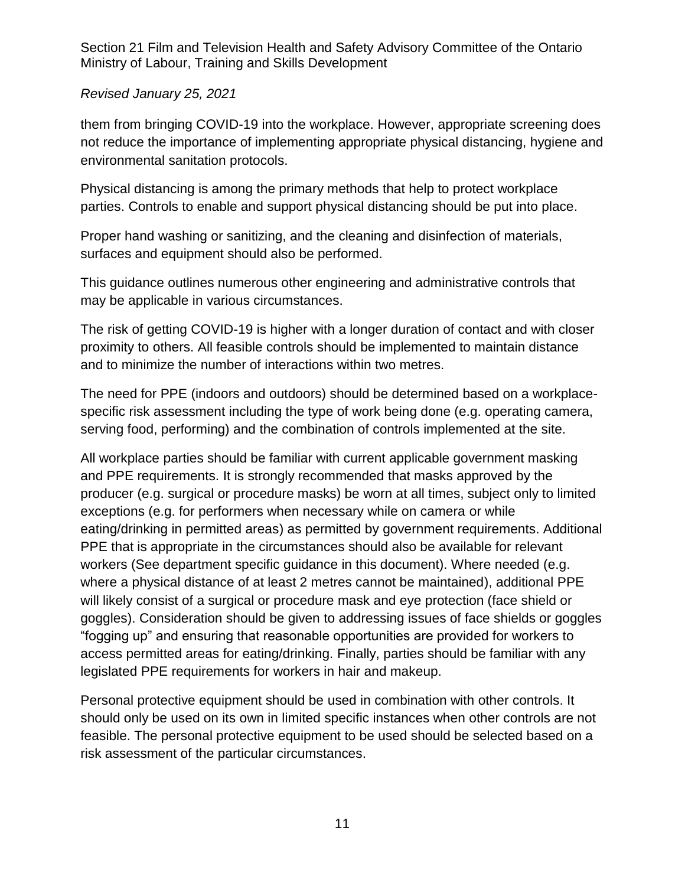them from bringing COVID-19 into the workplace. However, appropriate screening does not reduce the importance of implementing appropriate physical distancing, hygiene and environmental sanitation protocols.

Physical distancing is among the primary methods that help to protect workplace parties. Controls to enable and support physical distancing should be put into place.

Proper hand washing or sanitizing, and the cleaning and disinfection of materials, surfaces and equipment should also be performed.

This guidance outlines numerous other engineering and administrative controls that may be applicable in various circumstances.

The risk of getting COVID-19 is higher with a longer duration of contact and with closer proximity to others. All feasible controls should be implemented to maintain distance and to minimize the number of interactions within two metres.

The need for PPE (indoors and outdoors) should be determined based on a workplace-specific risk assessment including the type of work being done (e.g. operating camera, serving food, performing) and the combination of controls implemented at the site.

All workplace parties should be familiar with current applicable government masking and PPE requirements. It is strongly recommended that masks approved by the producer (e.g. surgical or procedure masks) be worn at all times, subject only to limited exceptions (e.g. for performers when necessary while on camera or while eating/drinking in permitted areas) as permitted by government requirements. Additional PPE that is appropriate in the circumstances should also be available for relevant workers (See department specific guidance in this document). Where needed (e.g. where a physical distance of at least 2 metres cannot be maintained), additional PPE will likely consist of a surgical or procedure mask and eye protection (face shield or goggles). Consideration should be given to addressing issues of face shields or goggles "fogging up" and ensuring that reasonable opportunities are provided for workers to access permitted areas for eating/drinking. Finally, parties should be familiar with any legislated PPE requirements for workers in hair and makeup.

Personal protective equipment should be used in combination with other controls. It should only be used on its own in limited specific instances when other controls are not feasible. The personal protective equipment to be used should be selected based on a risk assessment of the particular circumstances.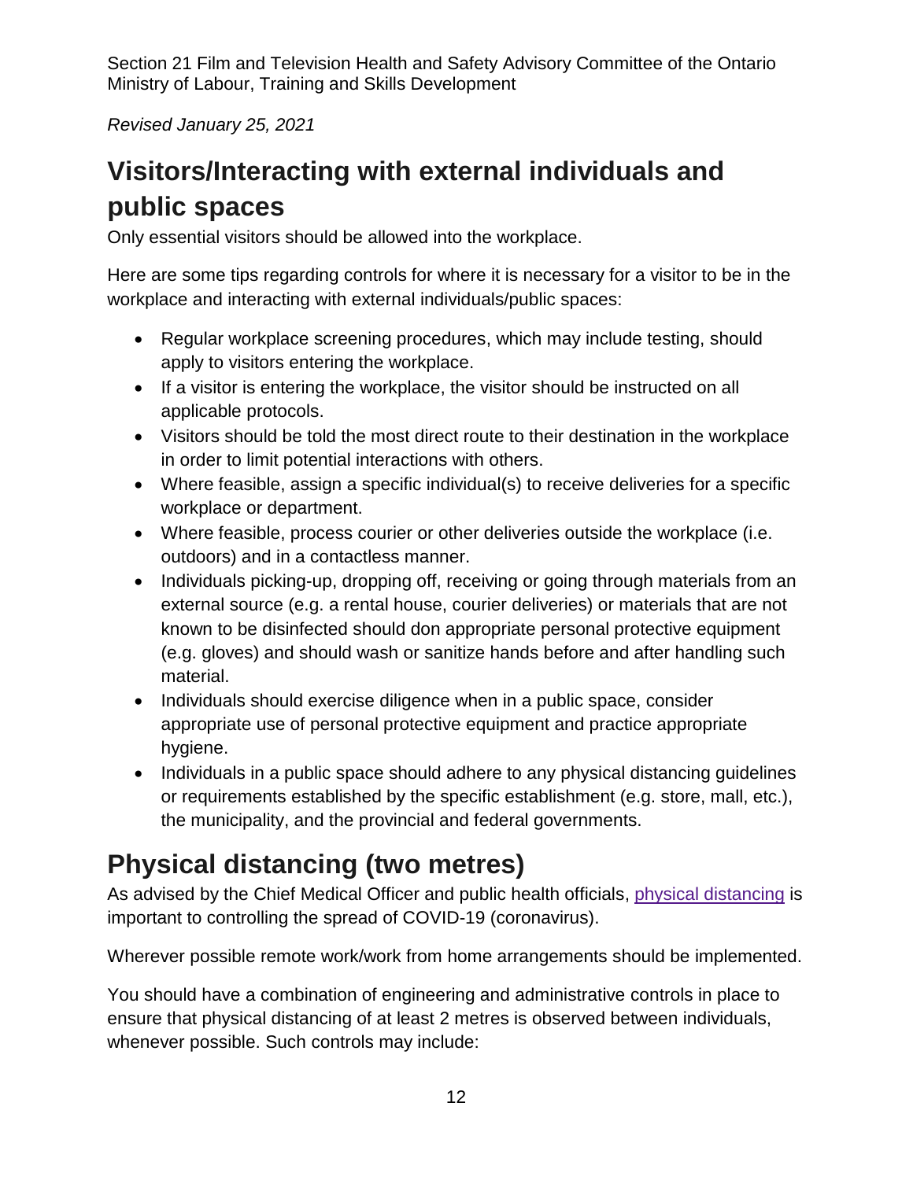## Visitors/Interacting with external individuals and public spaces

Only essential visitors should be allowed into the workplace.

Here are some tips regarding controls for where it is necessary for a visitor to be in the workplace and interacting with external individuals/public spaces:

- Regular workplace screening procedures, which may include testing, should apply to visitors entering the workplace.
- If a visitor is entering the workplace, the visitor should be instructed on all applicable protocols.
- Visitors should be told the most direct route to their destination in the workplace in order to limit potential interactions with others.
- Where feasible, assign a specific individual(s) to receive deliveries for a specific workplace or department.
- Where feasible, process courier or other deliveries outside the workplace (i.e. outdoors) and in a contactless manner.
- Individuals picking-up, dropping off, receiving or going through materials from an external source (e.g. a rental house, courier deliveries) or materials that are not known to be disinfected should don appropriate personal protective equipment (e.g. gloves) and should wash or sanitize hands before and after handling such material.
- Individuals should exercise diligence when in a public space, consider appropriate use of personal protective equipment and practice appropriate hygiene.
- Individuals in a public space should adhere to any physical distancing guidelines or requirements established by the specific establishment (e.g. store, mall, etc.), the municipality, and the provincial and federal governments.

## Physical distancing (two metres)

As advised by the Chief Medical Officer and public health officials, physical distancing is important to controlling the spread of COVID-19 (coronavirus).

Wherever possible remote work/work from home arrangements should be implemented.

You should have a combination of engineering and administrative controls in place to ensure that physical distancing of at least 2 metres is observed between individuals, whenever possible. Such controls may include: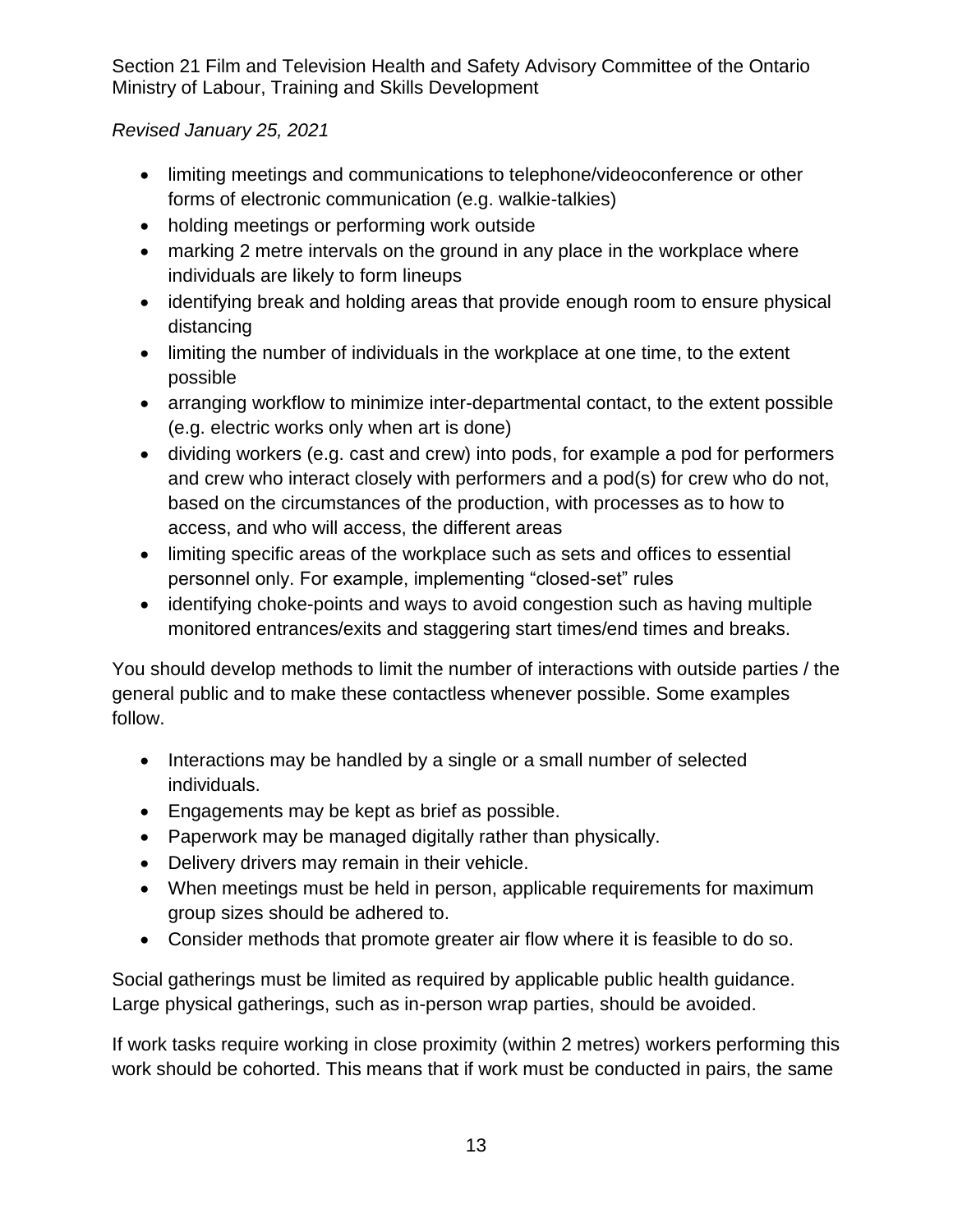- limiting meetings and communications to telephone/videoconference or other forms of electronic communication (e.g. walkie-talkies)
- holding meetings or performing work outside
- marking 2 metre intervals on the ground in any place in the workplace where individuals are likely to form lineups
- identifying break and holding areas that provide enough room to ensure physical distancing
- limiting the number of individuals in the workplace at one time, to the extent possible
- arranging workflow to minimize inter-departmental contact, to the extent possible (e.g. electric works only when art is done)
- dividing workers (e.g. cast and crew) into pods, for example a pod for performers and crew who interact closely with performers and a pod(s) for crew who do not, based on the circumstances of the production, with processes as to how to access, and who will access, the different areas
- limiting specific areas of the workplace such as sets and offices to essential personnel only. For example, implementing "closed-set" rules
- identifying choke-points and ways to avoid congestion such as having multiple monitored entrances/exits and staggering start times/end times and breaks.

You should develop methods to limit the number of interactions with outside parties / the general public and to make these contactless whenever possible. Some examples follow.

- Interactions may be handled by a single or a small number of selected individuals.
- Engagements may be kept as brief as possible.
- Paperwork may be managed digitally rather than physically.
- Delivery drivers may remain in their vehicle.
- When meetings must be held in person, applicable requirements for maximum group sizes should be adhered to.
- Consider methods that promote greater air flow where it is feasible to do so.

Social gatherings must be limited as required by applicable public health guidance. Large physical gatherings, such as in-person wrap parties, should be avoided.

If work tasks require working in close proximity (within 2 metres) workers performing this work should be cohorted. This means that if work must be conducted in pairs, the same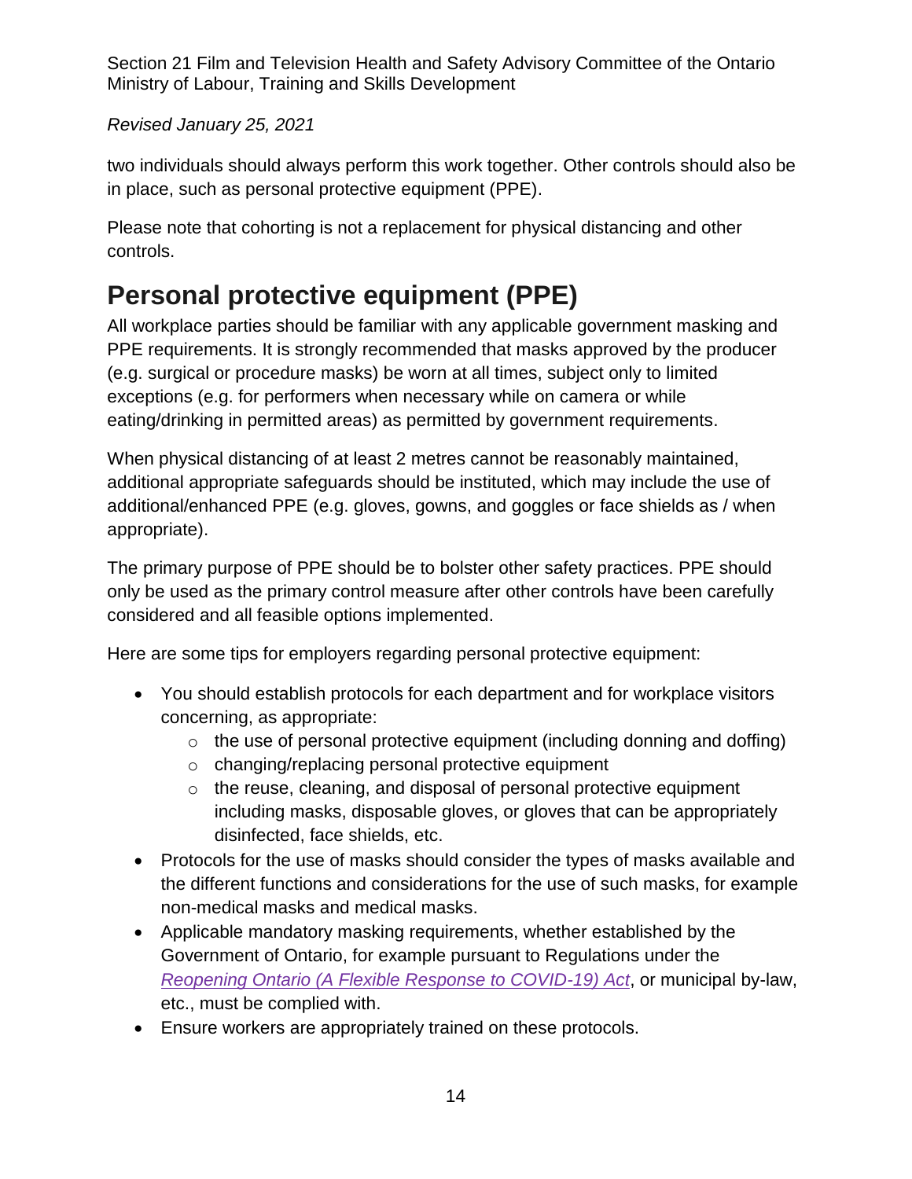two individuals should always perform this work together. Other controls should also be in place, such as personal protective equipment (PPE).

Please note that cohorting is not a replacement for physical distancing and other controls.

## Personal protective equipment (PPE)

All workplace parties should be familiar with any applicable government masking and PPE requirements. It is strongly recommended that masks approved by the producer (e.g. surgical or procedure masks) be worn at all times, subject only to limited exceptions (e.g. for performers when necessary while on camera or while eating/drinking in permitted areas) as permitted by government requirements.

When physical distancing of at least 2 metres cannot be reasonably maintained, additional appropriate safeguards should be instituted, which may include the use of additional/enhanced PPE (e.g. gloves, gowns, and goggles or face shields as / when appropriate).

The primary purpose of PPE should be to bolster other safety practices. PPE should only be used as the primary control measure after other controls have been carefully considered and all feasible options implemented.

Here are some tips for employers regarding personal protective equipment:

- You should establish protocols for each department and for workplace visitors concerning, as appropriate:
  - the use of personal protective equipment (including donning and doffing)
  - changing/replacing personal protective equipment
  - the reuse, cleaning, and disposal of personal protective equipment including masks, disposable gloves, or gloves that can be appropriately disinfected, face shields, etc.
- Protocols for the use of masks should consider the types of masks available and the different functions and considerations for the use of such masks, for example non-medical masks and medical masks.
- Applicable mandatory masking requirements, whether established by the Government of Ontario, for example pursuant to Regulations under the *Reopening Ontario (A Flexible Response to COVID-19) Act*, or municipal by-law, etc., must be complied with.
- Ensure workers are appropriately trained on these protocols.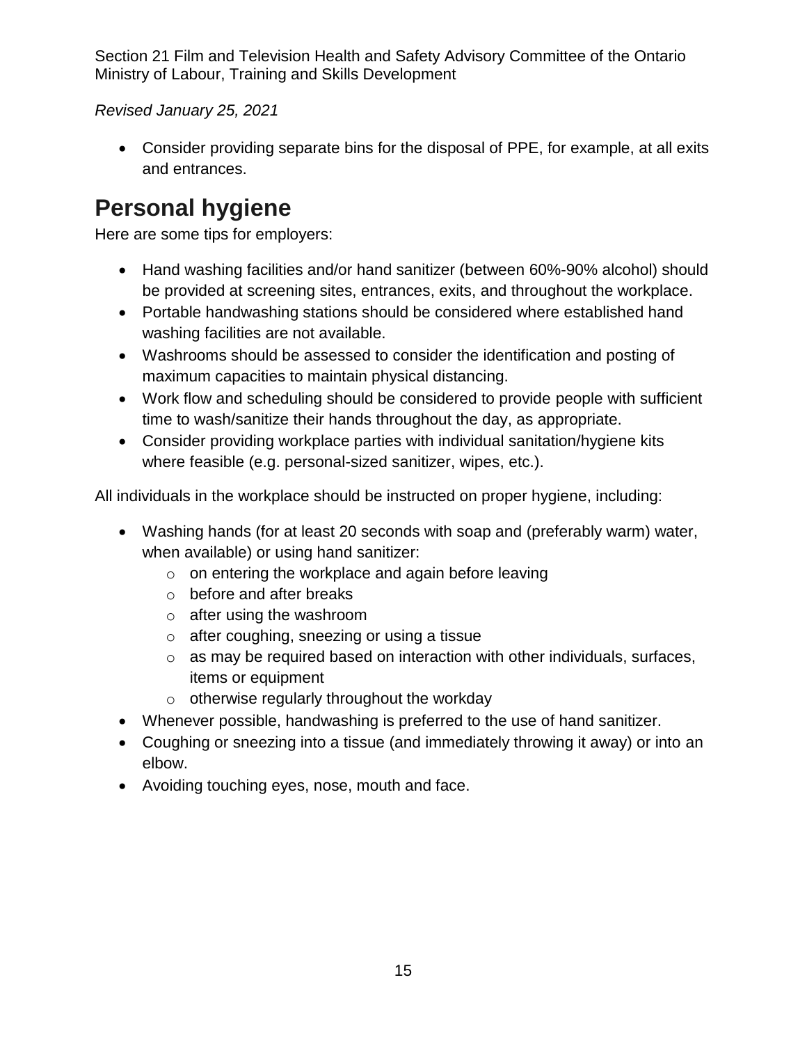- Consider providing separate bins for the disposal of PPE, for example, at all exits and entrances.

## Personal hygiene

Here are some tips for employers:

- Hand washing facilities and/or hand sanitizer (between 60%-90% alcohol) should be provided at screening sites, entrances, exits, and throughout the workplace.
- Portable handwashing stations should be considered where established hand washing facilities are not available.
- Washrooms should be assessed to consider the identification and posting of maximum capacities to maintain physical distancing.
- Work flow and scheduling should be considered to provide people with sufficient time to wash/sanitize their hands throughout the day, as appropriate.
- Consider providing workplace parties with individual sanitation/hygiene kits where feasible (e.g. personal-sized sanitizer, wipes, etc.).

All individuals in the workplace should be instructed on proper hygiene, including:

- Washing hands (for at least 20 seconds with soap and (preferably warm) water, when available) or using hand sanitizer:
  - on entering the workplace and again before leaving
  - before and after breaks
  - after using the washroom
  - after coughing, sneezing or using a tissue
  - as may be required based on interaction with other individuals, surfaces, items or equipment
  - otherwise regularly throughout the workday
- Whenever possible, handwashing is preferred to the use of hand sanitizer.
- Coughing or sneezing into a tissue (and immediately throwing it away) or into an elbow.
- Avoiding touching eyes, nose, mouth and face.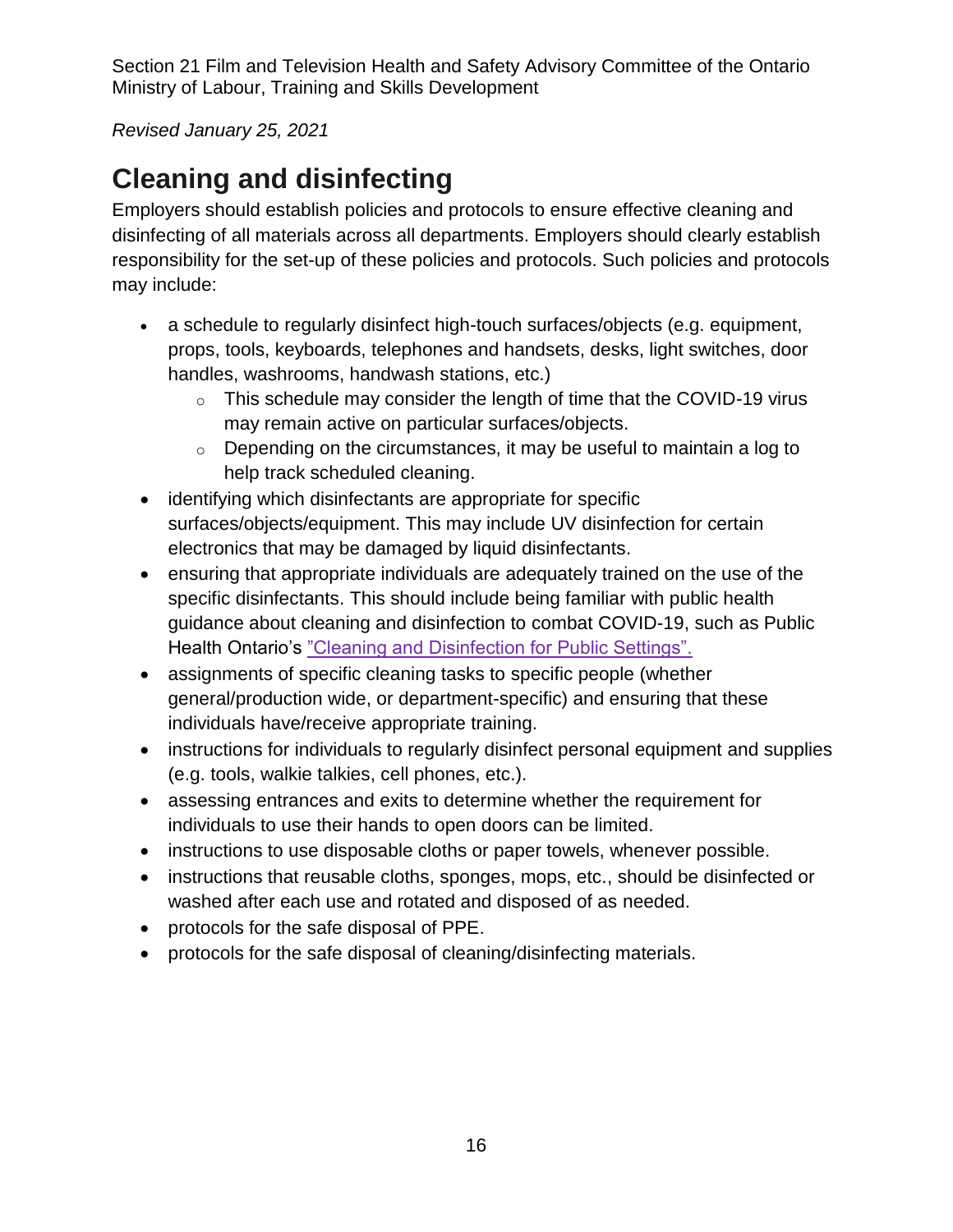# Cleaning and disinfecting

Employers should establish policies and protocols to ensure effective cleaning and disinfecting of all materials across all departments. Employers should clearly establish responsibility for the set-up of these policies and protocols. Such policies and protocols may include:

- a schedule to regularly disinfect high-touch surfaces/objects (e.g. equipment, props, tools, keyboards, telephones and handsets, desks, light switches, door handles, washrooms, handwash stations, etc.)
  - This schedule may consider the length of time that the COVID-19 virus may remain active on particular surfaces/objects.
  - Depending on the circumstances, it may be useful to maintain a log to help track scheduled cleaning.
- identifying which disinfectants are appropriate for specific surfaces/objects/equipment. This may include UV disinfection for certain electronics that may be damaged by liquid disinfectants.
- ensuring that appropriate individuals are adequately trained on the use of the specific disinfectants. This should include being familiar with public health guidance about cleaning and disinfection to combat COVID-19, such as Public Health Ontario's "Cleaning and Disinfection for Public Settings".
- assignments of specific cleaning tasks to specific people (whether general/production wide, or department-specific) and ensuring that these individuals have/receive appropriate training.
- instructions for individuals to regularly disinfect personal equipment and supplies (e.g. tools, walkie talkies, cell phones, etc.).
- assessing entrances and exits to determine whether the requirement for individuals to use their hands to open doors can be limited.
- instructions to use disposable cloths or paper towels, whenever possible.
- instructions that reusable cloths, sponges, mops, etc., should be disinfected or washed after each use and rotated and disposed of as needed.
- protocols for the safe disposal of PPE.
- protocols for the safe disposal of cleaning/disinfecting materials.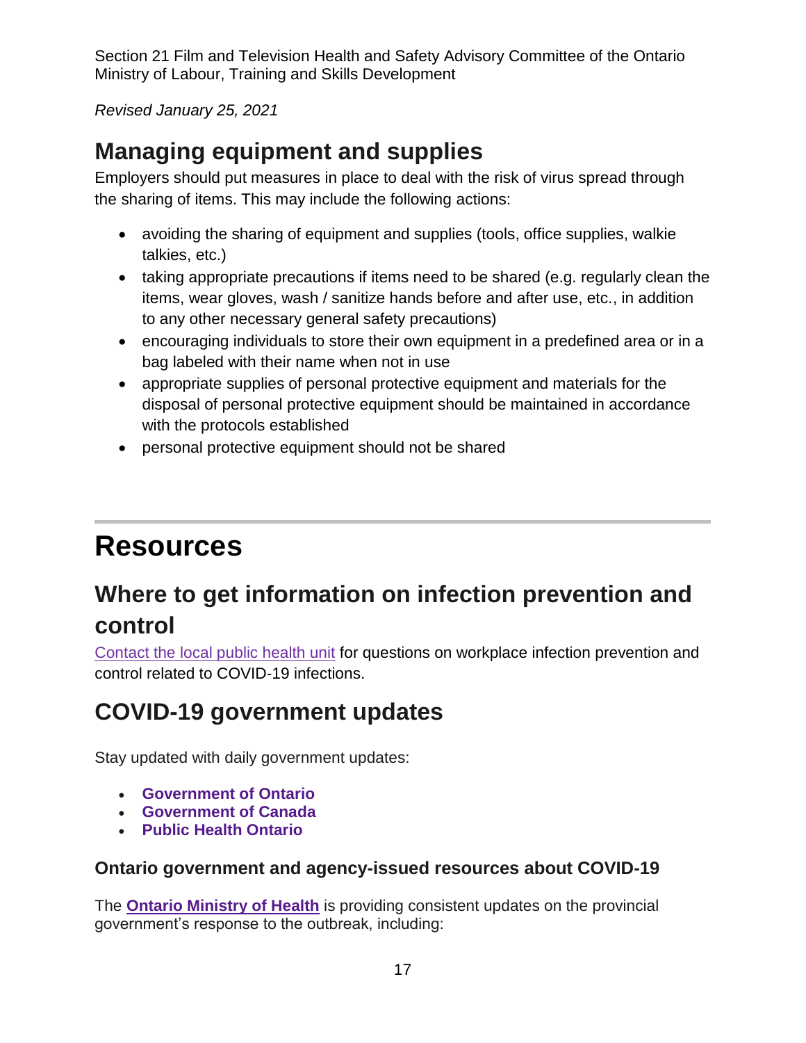## Managing equipment and supplies

Employers should put measures in place to deal with the risk of virus spread through the sharing of items. This may include the following actions:

- avoiding the sharing of equipment and supplies (tools, office supplies, walkie talkies, etc.)
- taking appropriate precautions if items need to be shared (e.g. regularly clean the items, wear gloves, wash / sanitize hands before and after use, etc., in addition to any other necessary general safety precautions)
- encouraging individuals to store their own equipment in a predefined area or in a bag labeled with their name when not in use
- appropriate supplies of personal protective equipment and materials for the disposal of personal protective equipment should be maintained in accordance with the protocols established
- personal protective equipment should not be shared

# Resources

## Where to get information on infection prevention and control

Contact the local public health unit for questions on workplace infection prevention and control related to COVID-19 infections.

## COVID-19 government updates

Stay updated with daily government updates:

- **Government of Ontario**
- **Government of Canada**
- **Public Health Ontario**

### Ontario government and agency-issued resources about COVID-19

The **Ontario Ministry of Health** is providing consistent updates on the provincial government's response to the outbreak, including: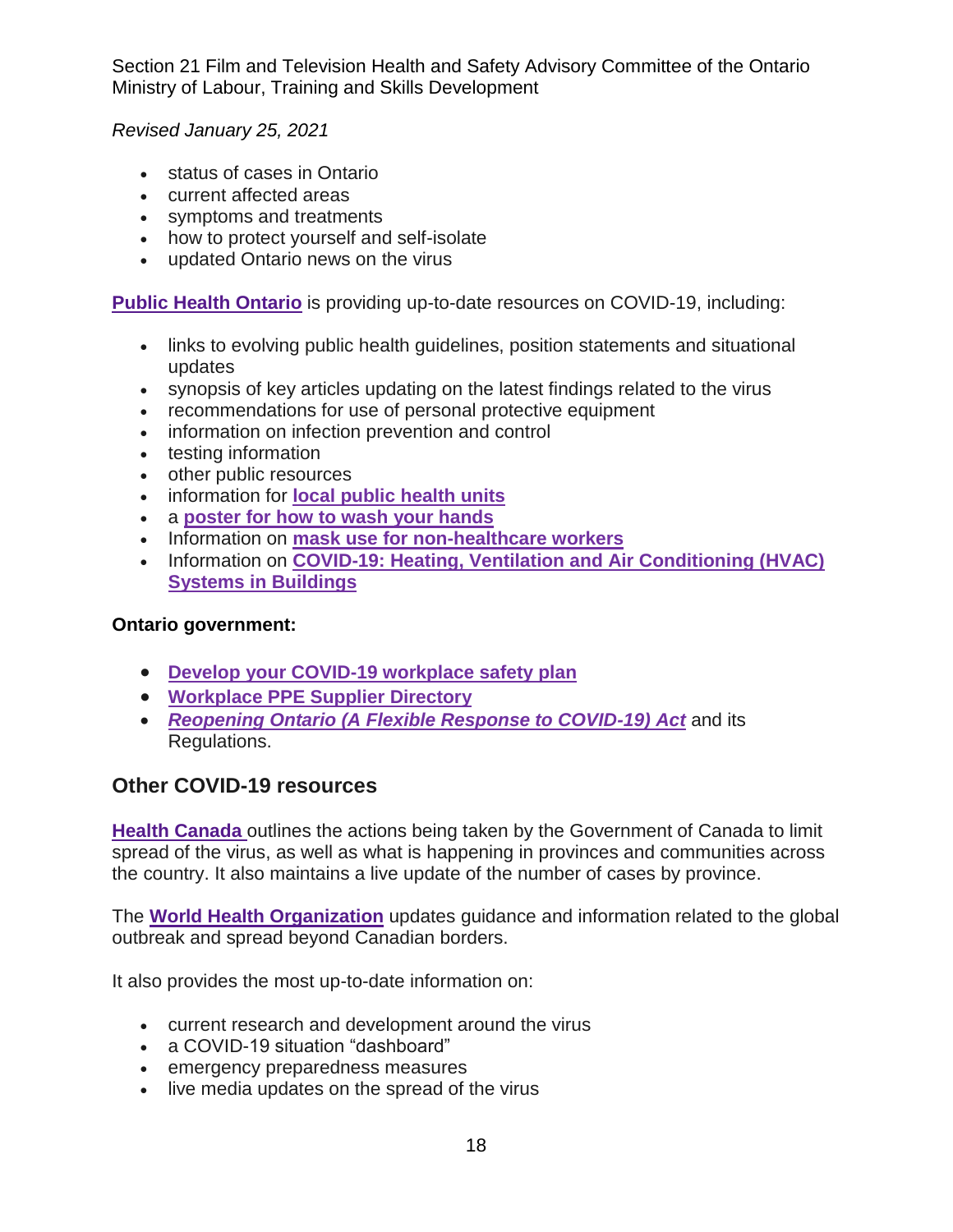- status of cases in Ontario
- current affected areas
- symptoms and treatments
- how to protect yourself and self-isolate
- updated Ontario news on the virus

**Public Health Ontario** is providing up-to-date resources on COVID-19, including:

- links to evolving public health guidelines, position statements and situational updates
- synopsis of key articles updating on the latest findings related to the virus
- recommendations for use of personal protective equipment
- information on infection prevention and control
- testing information
- other public resources
- information for **local public health units**
- a **poster for how to wash your hands**
- Information on **mask use for non-healthcare workers**
- Information on **COVID-19: Heating, Ventilation and Air Conditioning (HVAC) Systems in Buildings**

**Ontario government:**

- **Develop your COVID-19 workplace safety plan**
- **Workplace PPE Supplier Directory**
- ***Reopening Ontario (A Flexible Response to COVID-19) Act*** and its Regulations.

## Other COVID-19 resources

**Health Canada** outlines the actions being taken by the Government of Canada to limit spread of the virus, as well as what is happening in provinces and communities across the country. It also maintains a live update of the number of cases by province.

The **World Health Organization** updates guidance and information related to the global outbreak and spread beyond Canadian borders.

It also provides the most up-to-date information on:

- current research and development around the virus
- a COVID-19 situation "dashboard"
- emergency preparedness measures
- live media updates on the spread of the virus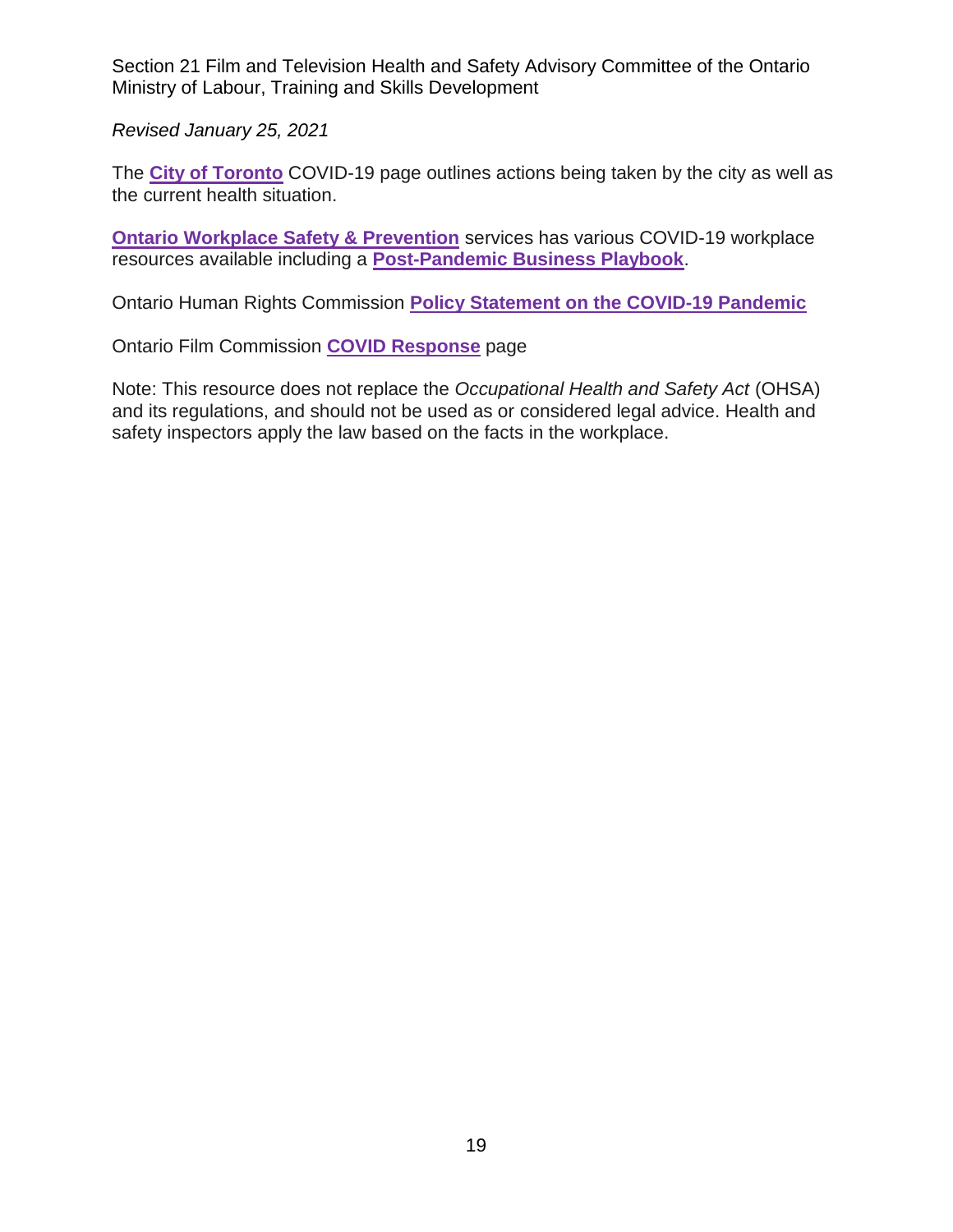Section 21 Film and Television Health and Safety Advisory Committee of the Ontario Ministry of Labour, Training and Skills Development

*Revised January 25, 2021*

The **City of Toronto** COVID-19 page outlines actions being taken by the city as well as the current health situation.

**Ontario Workplace Safety & Prevention** services has various COVID-19 workplace resources available including a **Post-Pandemic Business Playbook**.

Ontario Human Rights Commission **Policy Statement on the COVID-19 Pandemic**

Ontario Film Commission **COVID Response** page

Note: This resource does not replace the *Occupational Health and Safety Act* (OHSA) and its regulations, and should not be used as or considered legal advice. Health and safety inspectors apply the law based on the facts in the workplace.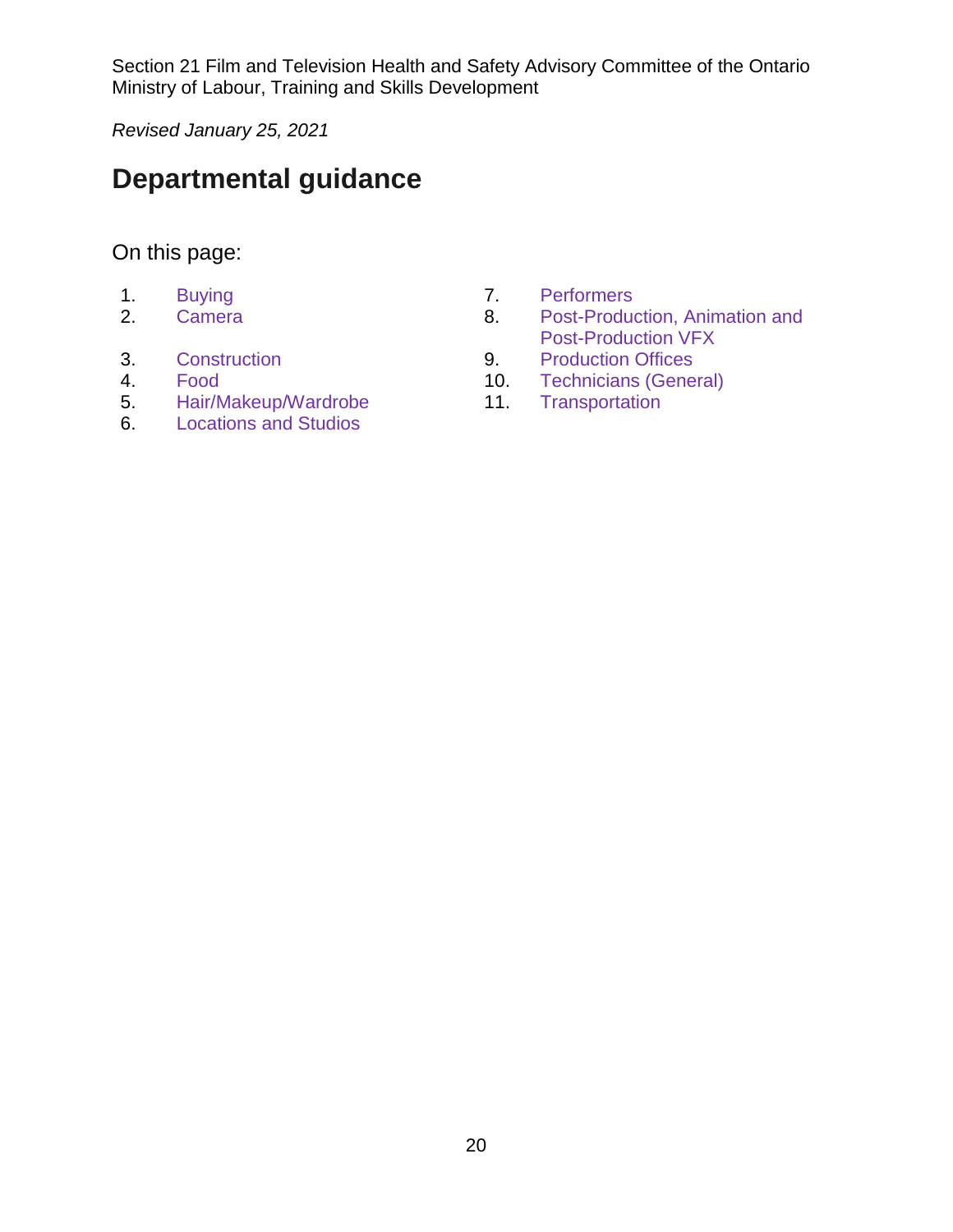Section 21 Film and Television Health and Safety Advisory Committee of the Ontario Ministry of Labour, Training and Skills Development

*Revised January 25, 2021*

# Departmental guidance

On this page:

1. Buying
2. Camera
3. Construction
4. Food
5. Hair/Makeup/Wardrobe
6. Locations and Studios
7. Performers
8. Post-Production, Animation and Post-Production VFX
9. Production Offices
10. Technicians (General)
11. Transportation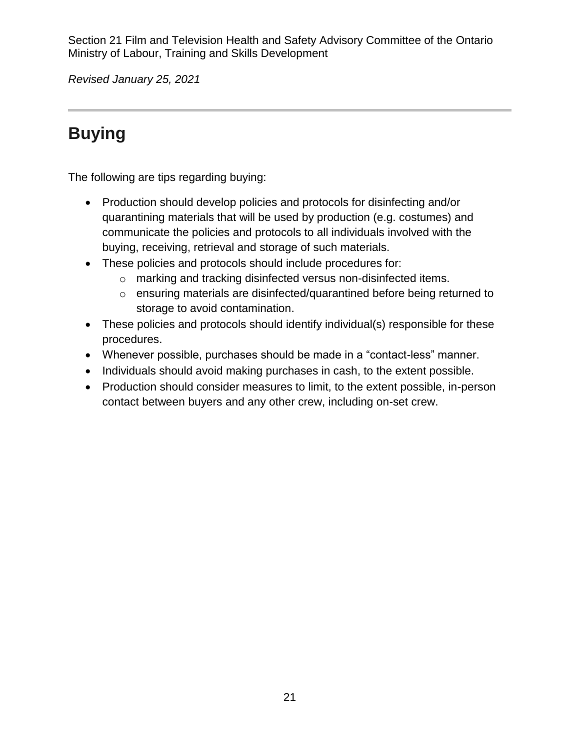## Buying

The following are tips regarding buying:

- Production should develop policies and protocols for disinfecting and/or quarantining materials that will be used by production (e.g. costumes) and communicate the policies and protocols to all individuals involved with the buying, receiving, retrieval and storage of such materials.
- These policies and protocols should include procedures for:
  - marking and tracking disinfected versus non-disinfected items.
  - ensuring materials are disinfected/quarantined before being returned to storage to avoid contamination.
- These policies and protocols should identify individual(s) responsible for these procedures.
- Whenever possible, purchases should be made in a "contact-less" manner.
- Individuals should avoid making purchases in cash, to the extent possible.
- Production should consider measures to limit, to the extent possible, in-person contact between buyers and any other crew, including on-set crew.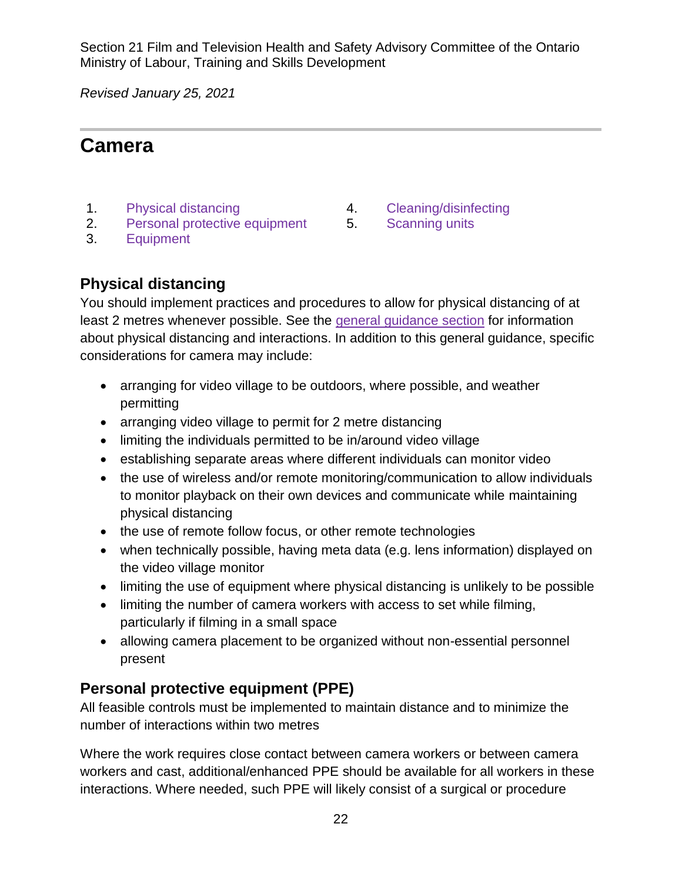Section 21 Film and Television Health and Safety Advisory Committee of the Ontario Ministry of Labour, Training and Skills Development

*Revised January 25, 2021*

# Camera

1. Physical distancing
2. Personal protective equipment
3. Equipment
4. Cleaning/disinfecting
5. Scanning units

## Physical distancing

You should implement practices and procedures to allow for physical distancing of at least 2 metres whenever possible. See the general guidance section for information about physical distancing and interactions. In addition to this general guidance, specific considerations for camera may include:

- arranging for video village to be outdoors, where possible, and weather permitting
- arranging video village to permit for 2 metre distancing
- limiting the individuals permitted to be in/around video village
- establishing separate areas where different individuals can monitor video
- the use of wireless and/or remote monitoring/communication to allow individuals to monitor playback on their own devices and communicate while maintaining physical distancing
- the use of remote follow focus, or other remote technologies
- when technically possible, having meta data (e.g. lens information) displayed on the video village monitor
- limiting the use of equipment where physical distancing is unlikely to be possible
- limiting the number of camera workers with access to set while filming, particularly if filming in a small space
- allowing camera placement to be organized without non-essential personnel present

## Personal protective equipment (PPE)

All feasible controls must be implemented to maintain distance and to minimize the number of interactions within two metres

Where the work requires close contact between camera workers or between camera workers and cast, additional/enhanced PPE should be available for all workers in these interactions. Where needed, such PPE will likely consist of a surgical or procedure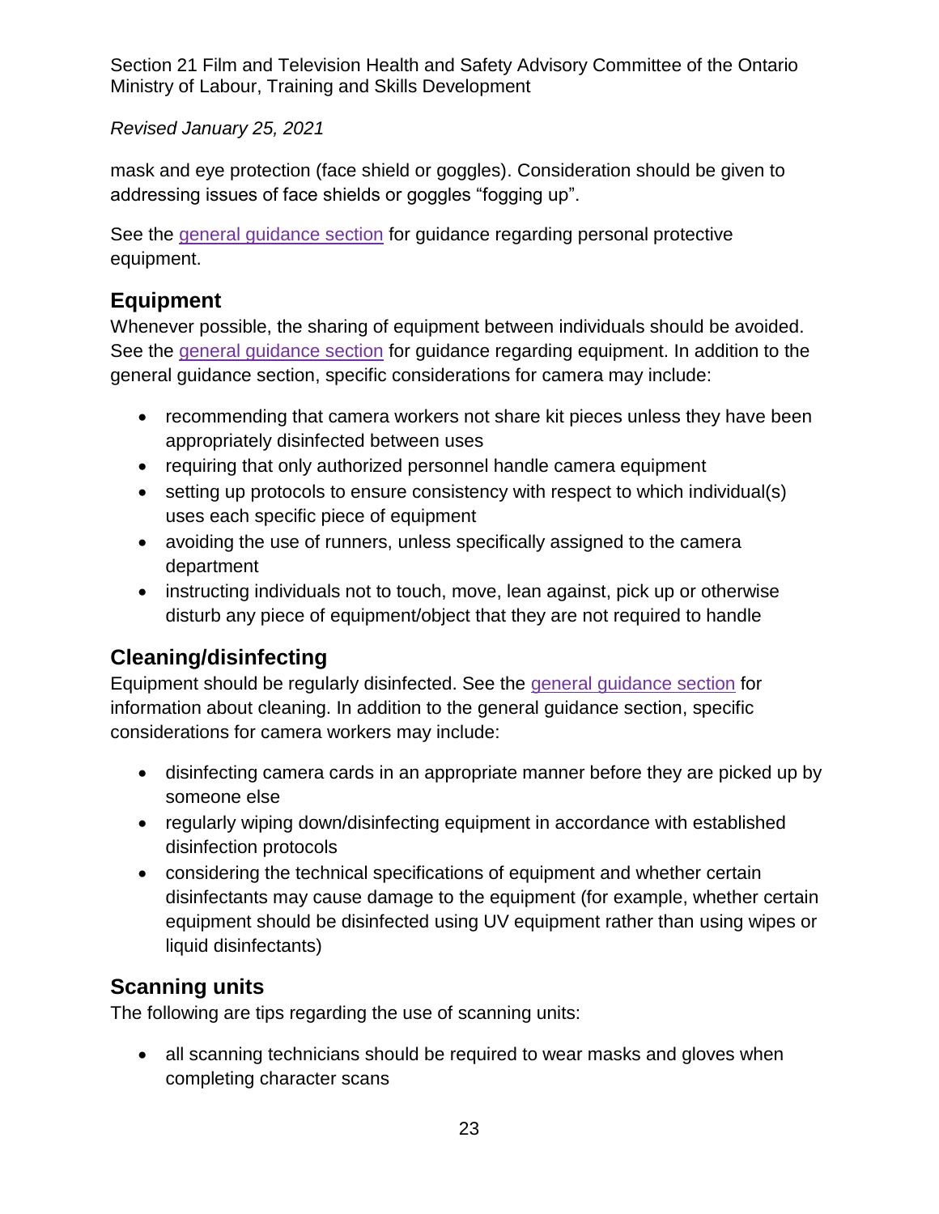mask and eye protection (face shield or goggles). Consideration should be given to addressing issues of face shields or goggles “fogging up”.

See the general guidance section for guidance regarding personal protective equipment.

## Equipment

Whenever possible, the sharing of equipment between individuals should be avoided. See the general guidance section for guidance regarding equipment. In addition to the general guidance section, specific considerations for camera may include:

- recommending that camera workers not share kit pieces unless they have been appropriately disinfected between uses
- requiring that only authorized personnel handle camera equipment
- setting up protocols to ensure consistency with respect to which individual(s) uses each specific piece of equipment
- avoiding the use of runners, unless specifically assigned to the camera department
- instructing individuals not to touch, move, lean against, pick up or otherwise disturb any piece of equipment/object that they are not required to handle

## Cleaning/disinfecting

Equipment should be regularly disinfected. See the general guidance section for information about cleaning. In addition to the general guidance section, specific considerations for camera workers may include:

- disinfecting camera cards in an appropriate manner before they are picked up by someone else
- regularly wiping down/disinfecting equipment in accordance with established disinfection protocols
- considering the technical specifications of equipment and whether certain disinfectants may cause damage to the equipment (for example, whether certain equipment should be disinfected using UV equipment rather than using wipes or liquid disinfectants)

## Scanning units

The following are tips regarding the use of scanning units:

- all scanning technicians should be required to wear masks and gloves when completing character scans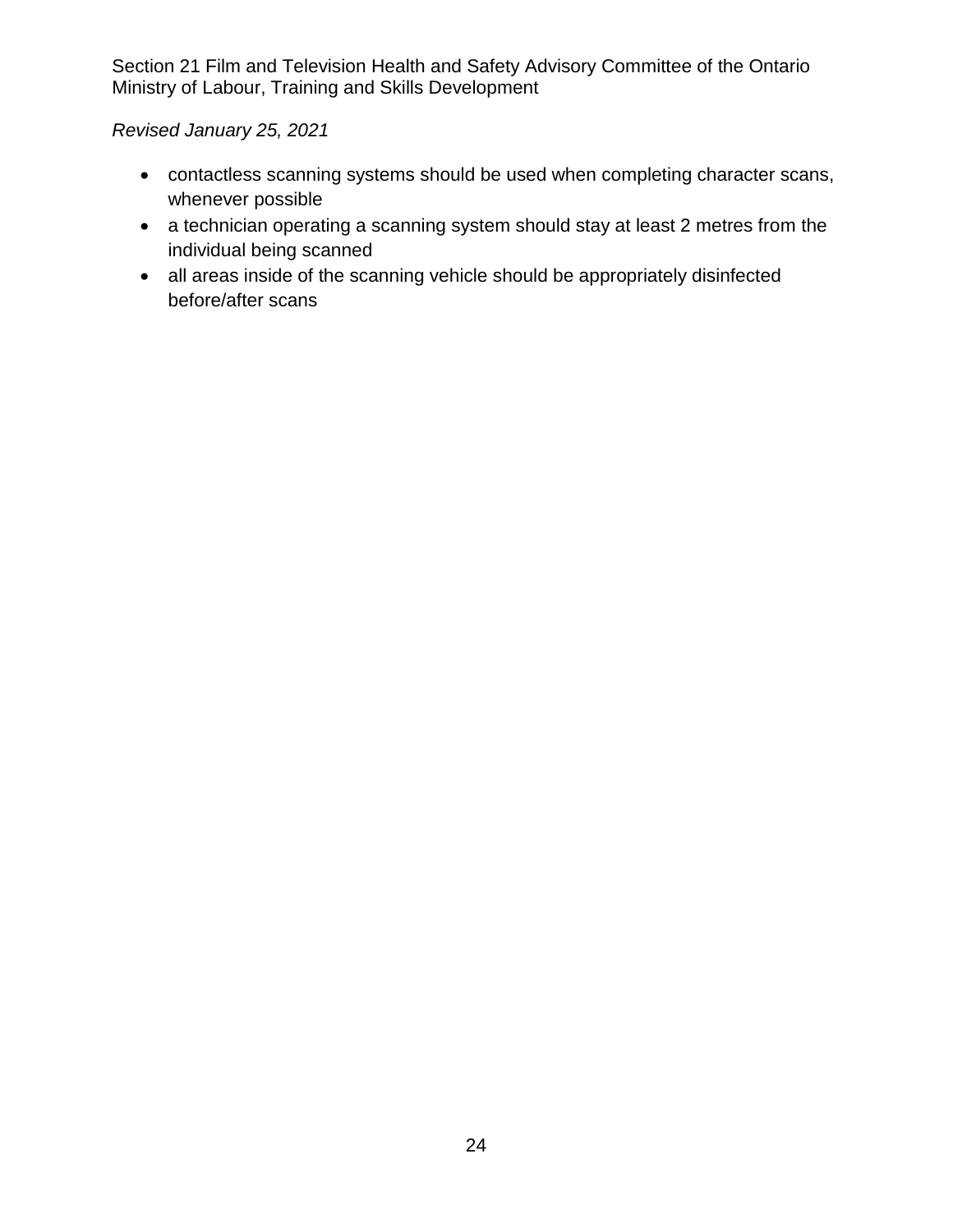- contactless scanning systems should be used when completing character scans, whenever possible
- a technician operating a scanning system should stay at least 2 metres from the individual being scanned
- all areas inside of the scanning vehicle should be appropriately disinfected before/after scans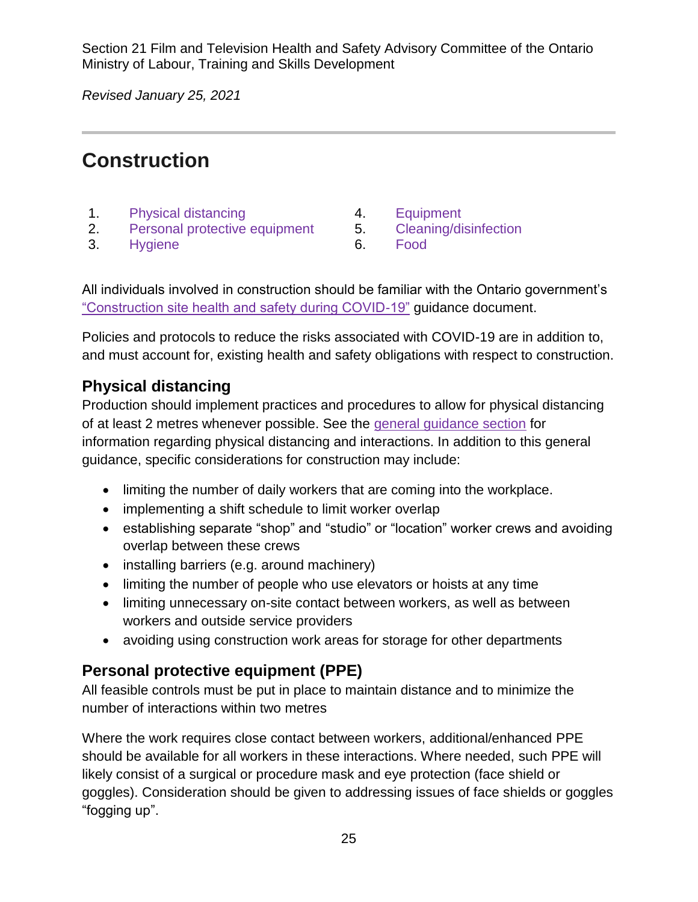Section 21 Film and Television Health and Safety Advisory Committee of the Ontario Ministry of Labour, Training and Skills Development

*Revised January 25, 2021*

---

# Construction

1. Physical distancing
2. Personal protective equipment
3. Hygiene
4. Equipment
5. Cleaning/disinfection
6. Food

All individuals involved in construction should be familiar with the Ontario government's "Construction site health and safety during COVID-19" guidance document.

Policies and protocols to reduce the risks associated with COVID-19 are in addition to, and must account for, existing health and safety obligations with respect to construction.

## Physical distancing

Production should implement practices and procedures to allow for physical distancing of at least 2 metres whenever possible. See the general guidance section for information regarding physical distancing and interactions. In addition to this general guidance, specific considerations for construction may include:

- limiting the number of daily workers that are coming into the workplace.
- implementing a shift schedule to limit worker overlap
- establishing separate "shop" and "studio" or "location" worker crews and avoiding overlap between these crews
- installing barriers (e.g. around machinery)
- limiting the number of people who use elevators or hoists at any time
- limiting unnecessary on-site contact between workers, as well as between workers and outside service providers
- avoiding using construction work areas for storage for other departments

## Personal protective equipment (PPE)

All feasible controls must be put in place to maintain distance and to minimize the number of interactions within two metres

Where the work requires close contact between workers, additional/enhanced PPE should be available for all workers in these interactions. Where needed, such PPE will likely consist of a surgical or procedure mask and eye protection (face shield or goggles). Consideration should be given to addressing issues of face shields or goggles "fogging up".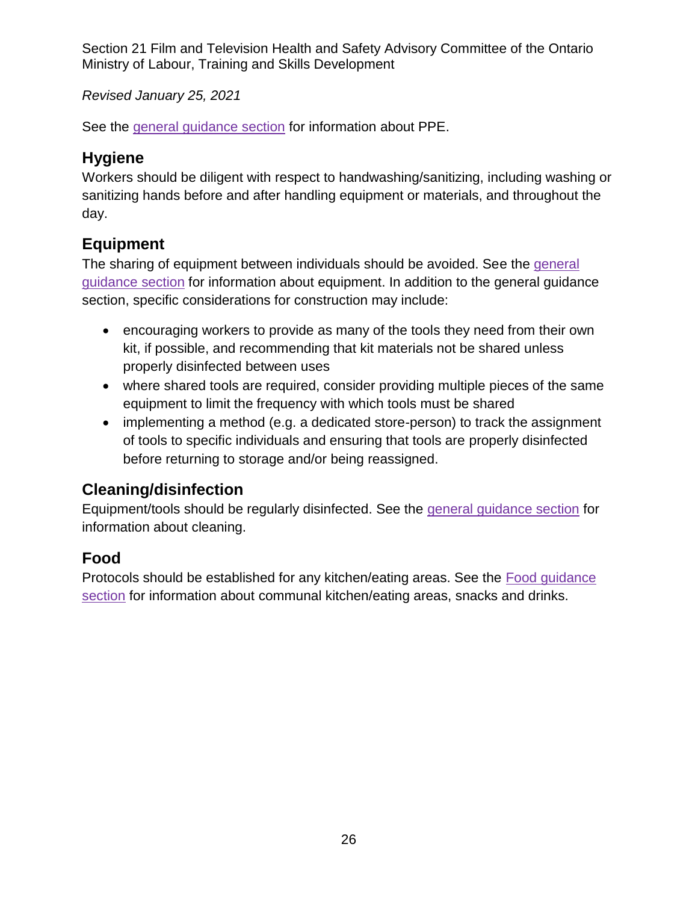See the general guidance section for information about PPE.

## Hygiene

Workers should be diligent with respect to handwashing/sanitizing, including washing or sanitizing hands before and after handling equipment or materials, and throughout the day.

## Equipment

The sharing of equipment between individuals should be avoided. See the general guidance section for information about equipment. In addition to the general guidance section, specific considerations for construction may include:

- encouraging workers to provide as many of the tools they need from their own kit, if possible, and recommending that kit materials not be shared unless properly disinfected between uses
- where shared tools are required, consider providing multiple pieces of the same equipment to limit the frequency with which tools must be shared
- implementing a method (e.g. a dedicated store-person) to track the assignment of tools to specific individuals and ensuring that tools are properly disinfected before returning to storage and/or being reassigned.

## Cleaning/disinfection

Equipment/tools should be regularly disinfected. See the general guidance section for information about cleaning.

## Food

Protocols should be established for any kitchen/eating areas. See the Food guidance section for information about communal kitchen/eating areas, snacks and drinks.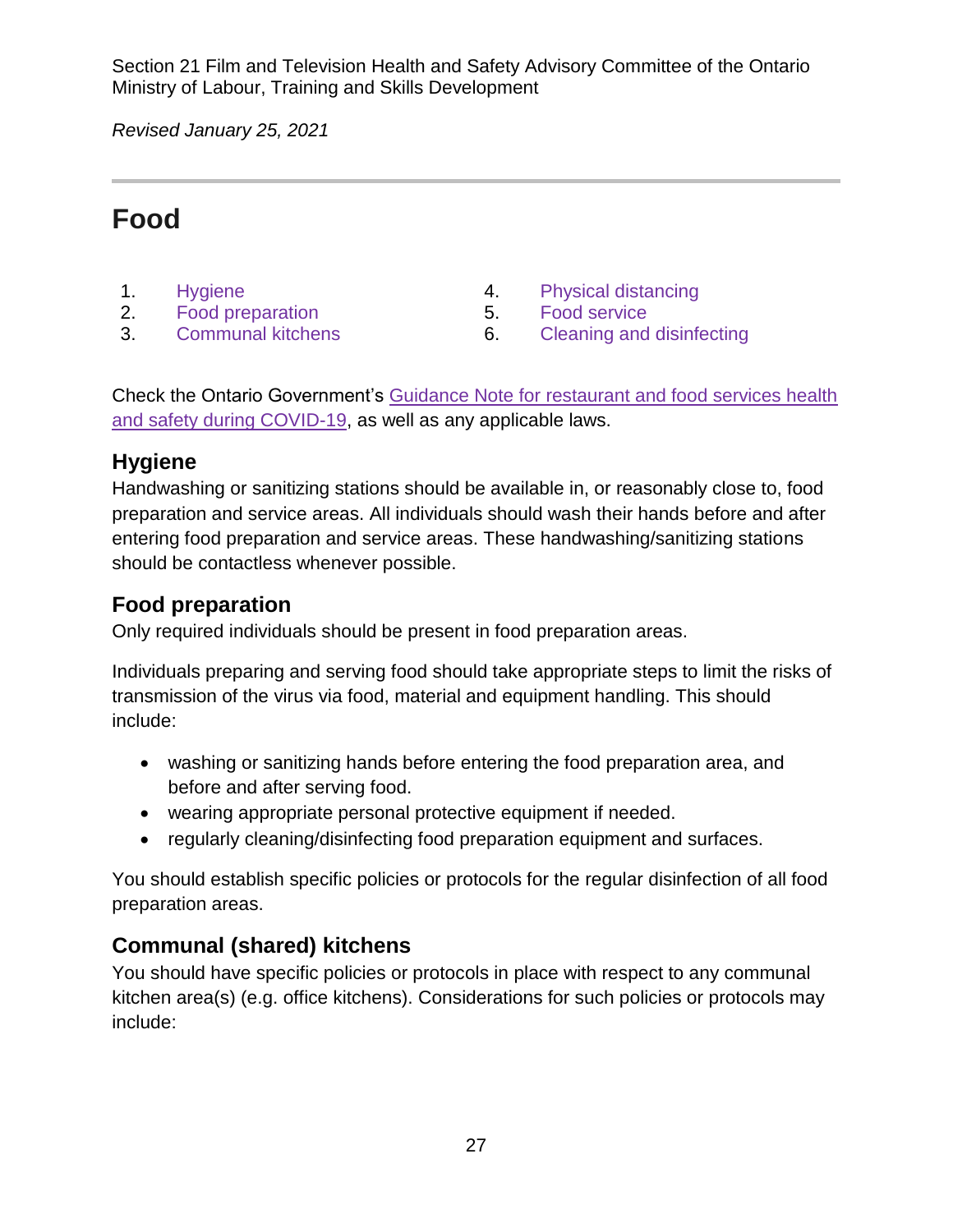Section 21 Film and Television Health and Safety Advisory Committee of the Ontario Ministry of Labour, Training and Skills Development

*Revised January 25, 2021*

# Food

1. Hygiene
2. Food preparation
3. Communal kitchens
4. Physical distancing
5. Food service
6. Cleaning and disinfecting

Check the Ontario Government's Guidance Note for restaurant and food services health and safety during COVID-19, as well as any applicable laws.

## Hygiene

Handwashing or sanitizing stations should be available in, or reasonably close to, food preparation and service areas. All individuals should wash their hands before and after entering food preparation and service areas. These handwashing/sanitizing stations should be contactless whenever possible.

## Food preparation

Only required individuals should be present in food preparation areas.

Individuals preparing and serving food should take appropriate steps to limit the risks of transmission of the virus via food, material and equipment handling. This should include:

- washing or sanitizing hands before entering the food preparation area, and before and after serving food.
- wearing appropriate personal protective equipment if needed.
- regularly cleaning/disinfecting food preparation equipment and surfaces.

You should establish specific policies or protocols for the regular disinfection of all food preparation areas.

## Communal (shared) kitchens

You should have specific policies or protocols in place with respect to any communal kitchen area(s) (e.g. office kitchens). Considerations for such policies or protocols may include: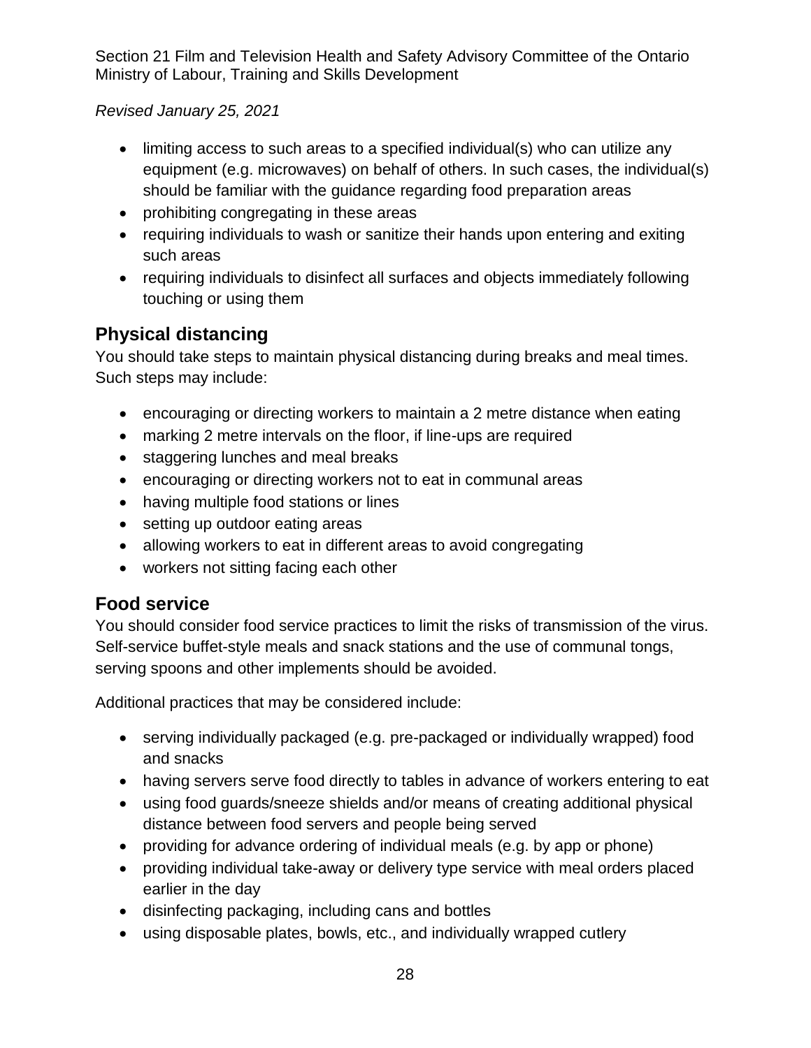- limiting access to such areas to a specified individual(s) who can utilize any equipment (e.g. microwaves) on behalf of others. In such cases, the individual(s) should be familiar with the guidance regarding food preparation areas
- prohibiting congregating in these areas
- requiring individuals to wash or sanitize their hands upon entering and exiting such areas
- requiring individuals to disinfect all surfaces and objects immediately following touching or using them

## Physical distancing

You should take steps to maintain physical distancing during breaks and meal times. Such steps may include:

- encouraging or directing workers to maintain a 2 metre distance when eating
- marking 2 metre intervals on the floor, if line-ups are required
- staggering lunches and meal breaks
- encouraging or directing workers not to eat in communal areas
- having multiple food stations or lines
- setting up outdoor eating areas
- allowing workers to eat in different areas to avoid congregating
- workers not sitting facing each other

## Food service

You should consider food service practices to limit the risks of transmission of the virus. Self-service buffet-style meals and snack stations and the use of communal tongs, serving spoons and other implements should be avoided.

Additional practices that may be considered include:

- serving individually packaged (e.g. pre-packaged or individually wrapped) food and snacks
- having servers serve food directly to tables in advance of workers entering to eat
- using food guards/sneeze shields and/or means of creating additional physical distance between food servers and people being served
- providing for advance ordering of individual meals (e.g. by app or phone)
- providing individual take-away or delivery type service with meal orders placed earlier in the day
- disinfecting packaging, including cans and bottles
- using disposable plates, bowls, etc., and individually wrapped cutlery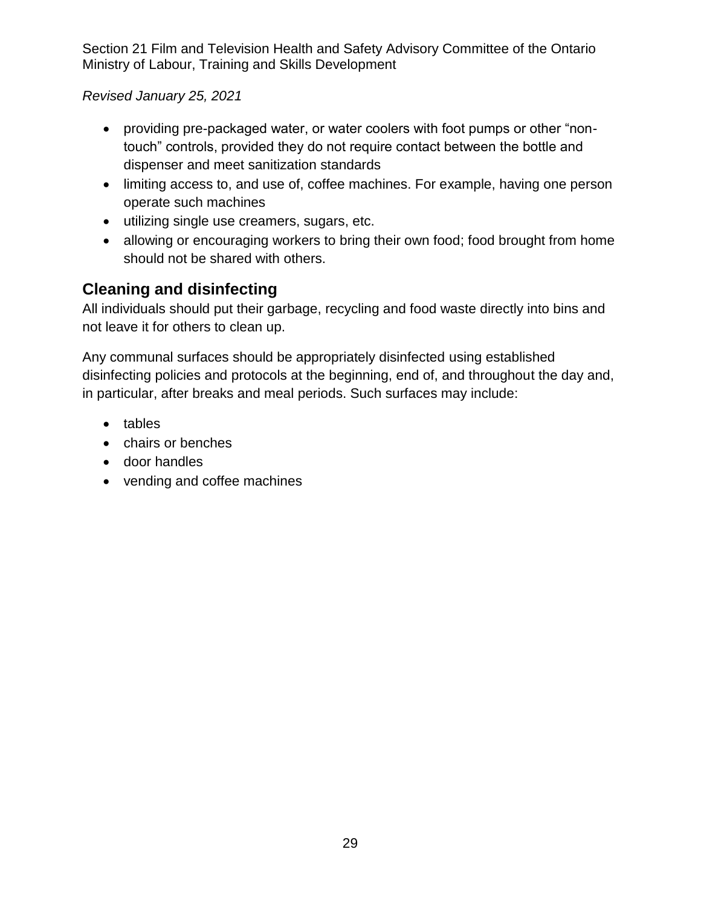- providing pre-packaged water, or water coolers with foot pumps or other "non-touch" controls, provided they do not require contact between the bottle and dispenser and meet sanitization standards
- limiting access to, and use of, coffee machines. For example, having one person operate such machines
- utilizing single use creamers, sugars, etc.
- allowing or encouraging workers to bring their own food; food brought from home should not be shared with others.

## Cleaning and disinfecting

All individuals should put their garbage, recycling and food waste directly into bins and not leave it for others to clean up.

Any communal surfaces should be appropriately disinfected using established disinfecting policies and protocols at the beginning, end of, and throughout the day and, in particular, after breaks and meal periods. Such surfaces may include:

- tables
- chairs or benches
- door handles
- vending and coffee machines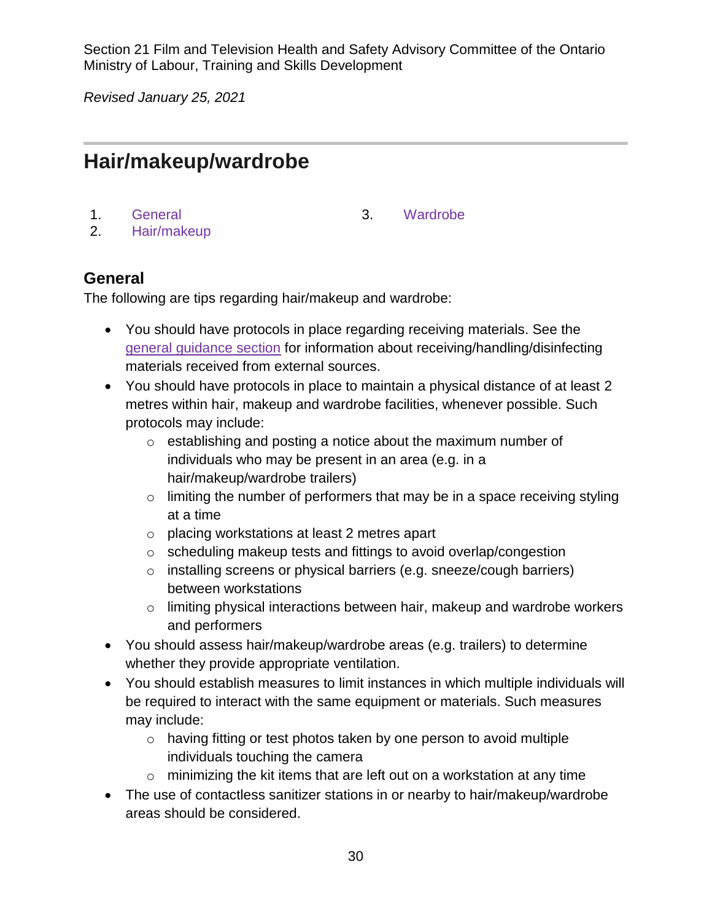Section 21 Film and Television Health and Safety Advisory Committee of the Ontario Ministry of Labour, Training and Skills Development

*Revised January 25, 2021*

# Hair/makeup/wardrobe

1. General
2. Hair/makeup
3. Wardrobe

## General

The following are tips regarding hair/makeup and wardrobe:

- You should have protocols in place regarding receiving materials. See the general guidance section for information about receiving/handling/disinfecting materials received from external sources.
- You should have protocols in place to maintain a physical distance of at least 2 metres within hair, makeup and wardrobe facilities, whenever possible. Such protocols may include:
  - establishing and posting a notice about the maximum number of individuals who may be present in an area (e.g. in a hair/makeup/wardrobe trailers)
  - limiting the number of performers that may be in a space receiving styling at a time
  - placing workstations at least 2 metres apart
  - scheduling makeup tests and fittings to avoid overlap/congestion
  - installing screens or physical barriers (e.g. sneeze/cough barriers) between workstations
  - limiting physical interactions between hair, makeup and wardrobe workers and performers
- You should assess hair/makeup/wardrobe areas (e.g. trailers) to determine whether they provide appropriate ventilation.
- You should establish measures to limit instances in which multiple individuals will be required to interact with the same equipment or materials. Such measures may include:
  - having fitting or test photos taken by one person to avoid multiple individuals touching the camera
  - minimizing the kit items that are left out on a workstation at any time
- The use of contactless sanitizer stations in or nearby to hair/makeup/wardrobe areas should be considered.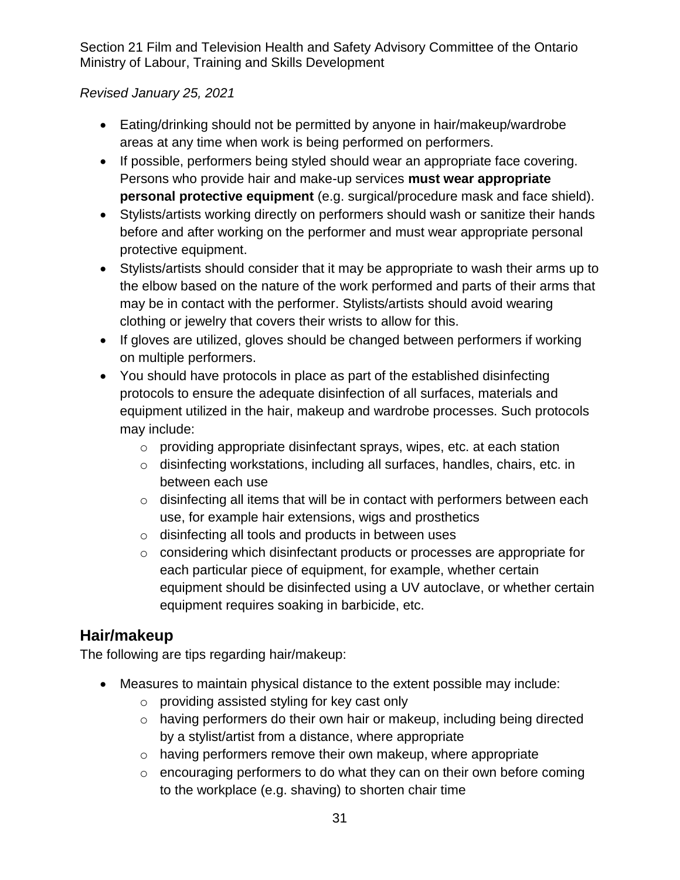- Eating/drinking should not be permitted by anyone in hair/makeup/wardrobe areas at any time when work is being performed on performers.
- If possible, performers being styled should wear an appropriate face covering. Persons who provide hair and make-up services **must wear appropriate personal protective equipment** (e.g. surgical/procedure mask and face shield).
- Stylists/artists working directly on performers should wash or sanitize their hands before and after working on the performer and must wear appropriate personal protective equipment.
- Stylists/artists should consider that it may be appropriate to wash their arms up to the elbow based on the nature of the work performed and parts of their arms that may be in contact with the performer. Stylists/artists should avoid wearing clothing or jewelry that covers their wrists to allow for this.
- If gloves are utilized, gloves should be changed between performers if working on multiple performers.
- You should have protocols in place as part of the established disinfecting protocols to ensure the adequate disinfection of all surfaces, materials and equipment utilized in the hair, makeup and wardrobe processes. Such protocols may include:
  - providing appropriate disinfectant sprays, wipes, etc. at each station
  - disinfecting workstations, including all surfaces, handles, chairs, etc. in between each use
  - disinfecting all items that will be in contact with performers between each use, for example hair extensions, wigs and prosthetics
  - disinfecting all tools and products in between uses
  - considering which disinfectant products or processes are appropriate for each particular piece of equipment, for example, whether certain equipment should be disinfected using a UV autoclave, or whether certain equipment requires soaking in barbicide, etc.

## Hair/makeup

The following are tips regarding hair/makeup:

- Measures to maintain physical distance to the extent possible may include:
  - providing assisted styling for key cast only
  - having performers do their own hair or makeup, including being directed by a stylist/artist from a distance, where appropriate
  - having performers remove their own makeup, where appropriate
  - encouraging performers to do what they can on their own before coming to the workplace (e.g. shaving) to shorten chair time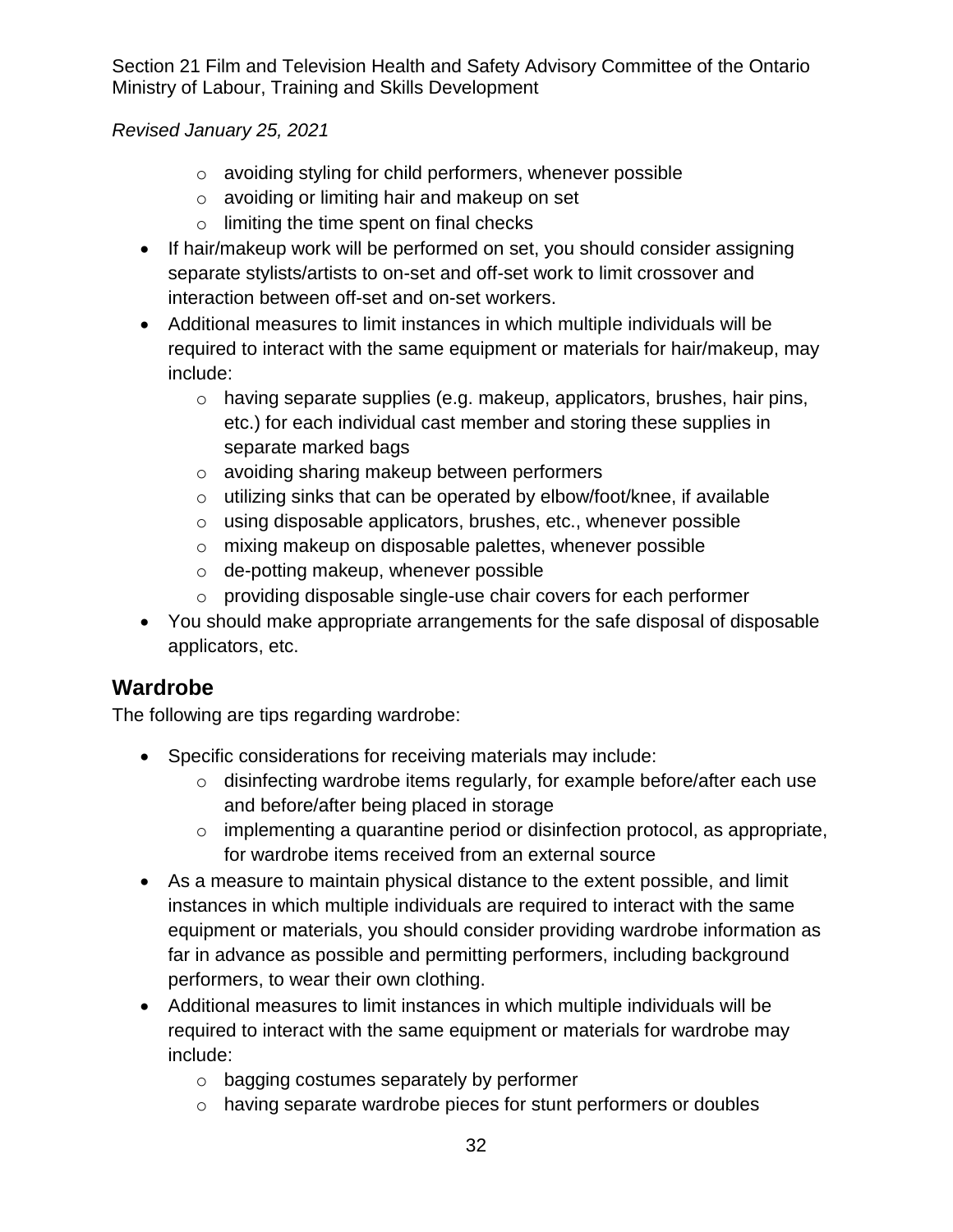- avoiding styling for child performers, whenever possible
    - avoiding or limiting hair and makeup on set
    - limiting the time spent on final checks
- If hair/makeup work will be performed on set, you should consider assigning separate stylists/artists to on-set and off-set work to limit crossover and interaction between off-set and on-set workers.
- Additional measures to limit instances in which multiple individuals will be required to interact with the same equipment or materials for hair/makeup, may include:
    - having separate supplies (e.g. makeup, applicators, brushes, hair pins, etc.) for each individual cast member and storing these supplies in separate marked bags
    - avoiding sharing makeup between performers
    - utilizing sinks that can be operated by elbow/foot/knee, if available
    - using disposable applicators, brushes, etc., whenever possible
    - mixing makeup on disposable palettes, whenever possible
    - de-potting makeup, whenever possible
    - providing disposable single-use chair covers for each performer
- You should make appropriate arrangements for the safe disposal of disposable applicators, etc.

## Wardrobe

The following are tips regarding wardrobe:

- Specific considerations for receiving materials may include:
    - disinfecting wardrobe items regularly, for example before/after each use and before/after being placed in storage
    - implementing a quarantine period or disinfection protocol, as appropriate, for wardrobe items received from an external source
- As a measure to maintain physical distance to the extent possible, and limit instances in which multiple individuals are required to interact with the same equipment or materials, you should consider providing wardrobe information as far in advance as possible and permitting performers, including background performers, to wear their own clothing.
- Additional measures to limit instances in which multiple individuals will be required to interact with the same equipment or materials for wardrobe may include:
    - bagging costumes separately by performer
    - having separate wardrobe pieces for stunt performers or doubles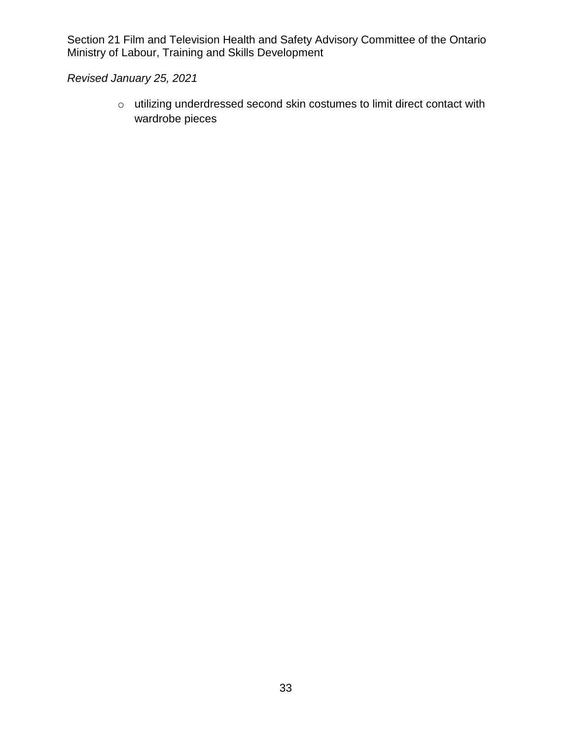- utilizing underdressed second skin costumes to limit direct contact with wardrobe pieces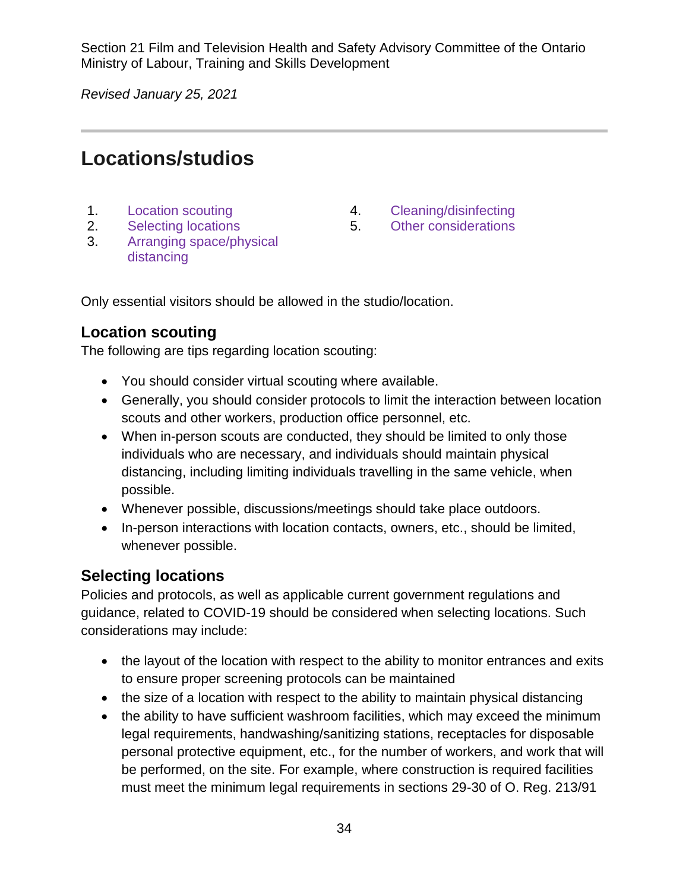Section 21 Film and Television Health and Safety Advisory Committee of the Ontario Ministry of Labour, Training and Skills Development

*Revised January 25, 2021*

# Locations/studios

1. Location scouting
2. Selecting locations
3. Arranging space/physical distancing
4. Cleaning/disinfecting
5. Other considerations

Only essential visitors should be allowed in the studio/location.

## Location scouting

The following are tips regarding location scouting:

- You should consider virtual scouting where available.
- Generally, you should consider protocols to limit the interaction between location scouts and other workers, production office personnel, etc.
- When in-person scouts are conducted, they should be limited to only those individuals who are necessary, and individuals should maintain physical distancing, including limiting individuals travelling in the same vehicle, when possible.
- Whenever possible, discussions/meetings should take place outdoors.
- In-person interactions with location contacts, owners, etc., should be limited, whenever possible.

## Selecting locations

Policies and protocols, as well as applicable current government regulations and guidance, related to COVID-19 should be considered when selecting locations. Such considerations may include:

- the layout of the location with respect to the ability to monitor entrances and exits to ensure proper screening protocols can be maintained
- the size of a location with respect to the ability to maintain physical distancing
- the ability to have sufficient washroom facilities, which may exceed the minimum legal requirements, handwashing/sanitizing stations, receptacles for disposable personal protective equipment, etc., for the number of workers, and work that will be performed, on the site. For example, where construction is required facilities must meet the minimum legal requirements in sections 29-30 of O. Reg. 213/91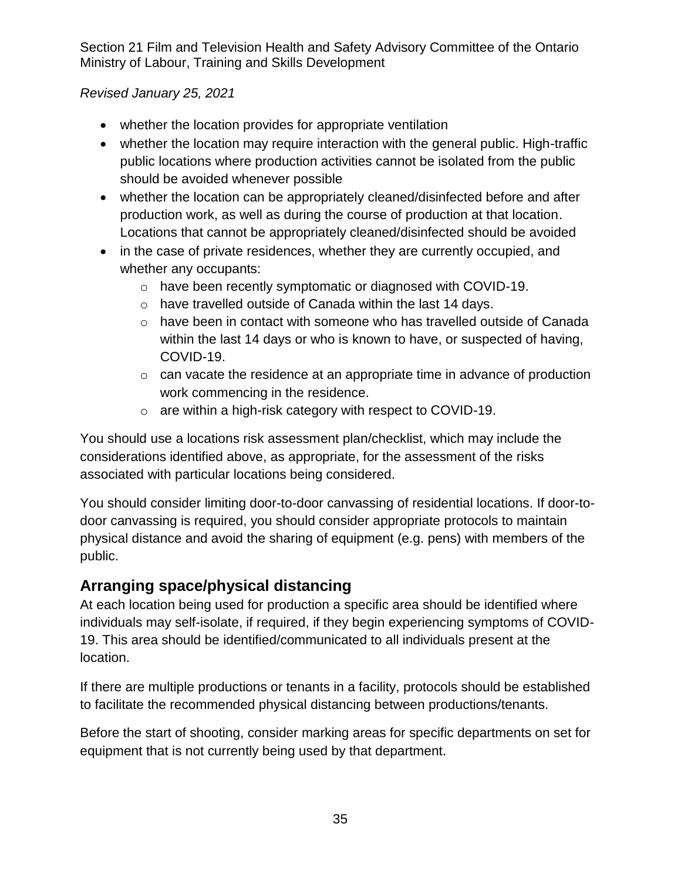- whether the location provides for appropriate ventilation
- whether the location may require interaction with the general public. High-traffic public locations where production activities cannot be isolated from the public should be avoided whenever possible
- whether the location can be appropriately cleaned/disinfected before and after production work, as well as during the course of production at that location. Locations that cannot be appropriately cleaned/disinfected should be avoided
- in the case of private residences, whether they are currently occupied, and whether any occupants:
  - have been recently symptomatic or diagnosed with COVID-19.
  - have travelled outside of Canada within the last 14 days.
  - have been in contact with someone who has travelled outside of Canada within the last 14 days or who is known to have, or suspected of having, COVID-19.
  - can vacate the residence at an appropriate time in advance of production work commencing in the residence.
  - are within a high-risk category with respect to COVID-19.

You should use a locations risk assessment plan/checklist, which may include the considerations identified above, as appropriate, for the assessment of the risks associated with particular locations being considered.

You should consider limiting door-to-door canvassing of residential locations. If door-to-door canvassing is required, you should consider appropriate protocols to maintain physical distance and avoid the sharing of equipment (e.g. pens) with members of the public.

## Arranging space/physical distancing

At each location being used for production a specific area should be identified where individuals may self-isolate, if required, if they begin experiencing symptoms of COVID-19. This area should be identified/communicated to all individuals present at the location.

If there are multiple productions or tenants in a facility, protocols should be established to facilitate the recommended physical distancing between productions/tenants.

Before the start of shooting, consider marking areas for specific departments on set for equipment that is not currently being used by that department.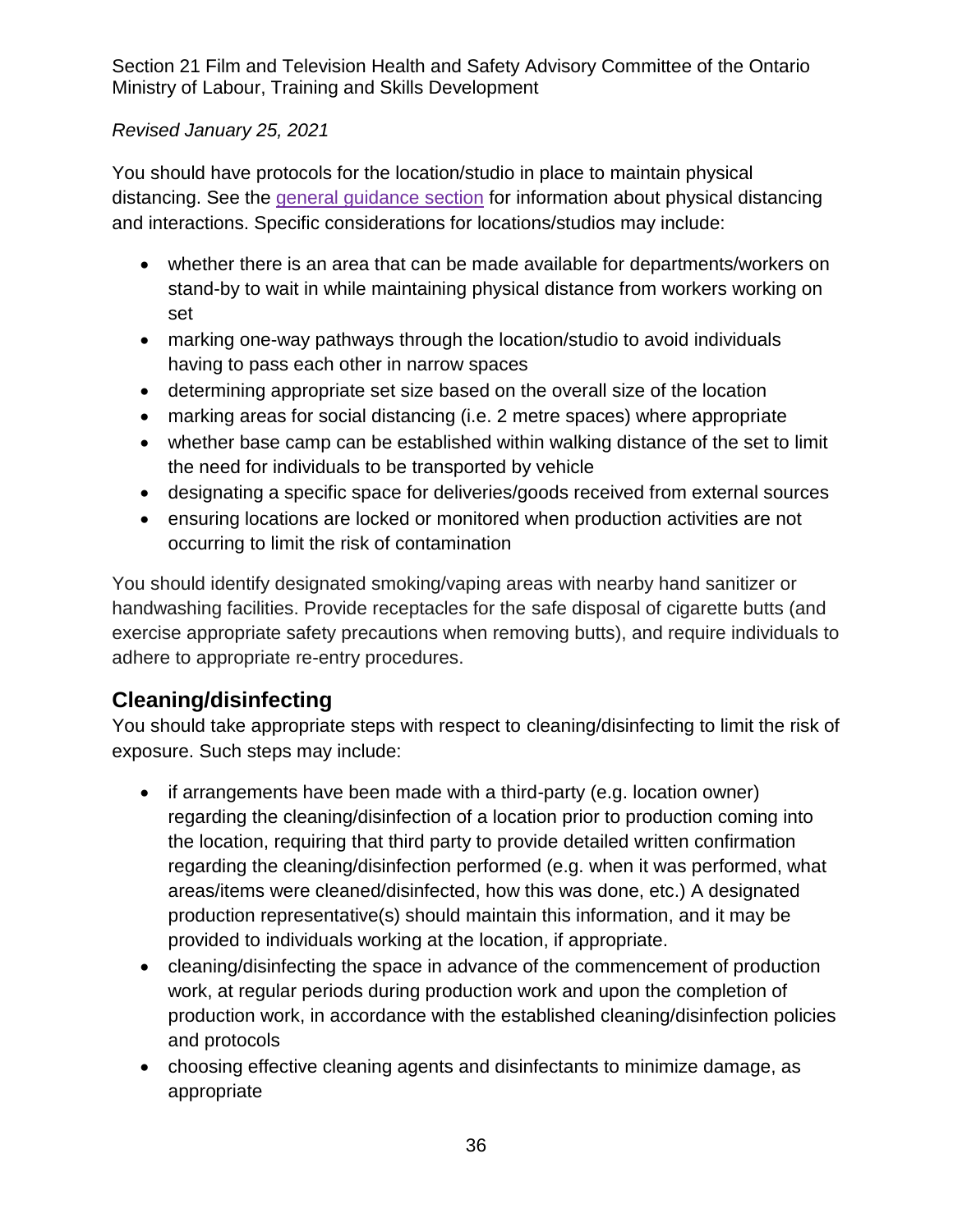You should have protocols for the location/studio in place to maintain physical distancing. See the general guidance section for information about physical distancing and interactions. Specific considerations for locations/studios may include:

- whether there is an area that can be made available for departments/workers on stand-by to wait in while maintaining physical distance from workers working on set
- marking one-way pathways through the location/studio to avoid individuals having to pass each other in narrow spaces
- determining appropriate set size based on the overall size of the location
- marking areas for social distancing (i.e. 2 metre spaces) where appropriate
- whether base camp can be established within walking distance of the set to limit the need for individuals to be transported by vehicle
- designating a specific space for deliveries/goods received from external sources
- ensuring locations are locked or monitored when production activities are not occurring to limit the risk of contamination

You should identify designated smoking/vaping areas with nearby hand sanitizer or handwashing facilities. Provide receptacles for the safe disposal of cigarette butts (and exercise appropriate safety precautions when removing butts), and require individuals to adhere to appropriate re-entry procedures.

## Cleaning/disinfecting

You should take appropriate steps with respect to cleaning/disinfecting to limit the risk of exposure. Such steps may include:

- if arrangements have been made with a third-party (e.g. location owner) regarding the cleaning/disinfection of a location prior to production coming into the location, requiring that third party to provide detailed written confirmation regarding the cleaning/disinfection performed (e.g. when it was performed, what areas/items were cleaned/disinfected, how this was done, etc.) A designated production representative(s) should maintain this information, and it may be provided to individuals working at the location, if appropriate.
- cleaning/disinfecting the space in advance of the commencement of production work, at regular periods during production work and upon the completion of production work, in accordance with the established cleaning/disinfection policies and protocols
- choosing effective cleaning agents and disinfectants to minimize damage, as appropriate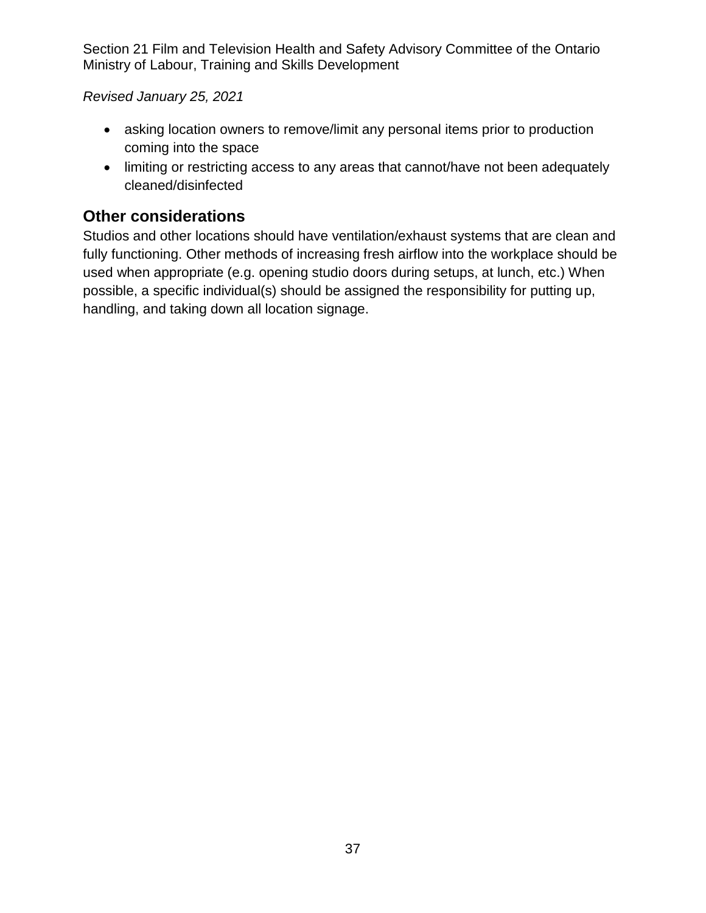- asking location owners to remove/limit any personal items prior to production coming into the space
- limiting or restricting access to any areas that cannot/have not been adequately cleaned/disinfected

## Other considerations

Studios and other locations should have ventilation/exhaust systems that are clean and fully functioning. Other methods of increasing fresh airflow into the workplace should be used when appropriate (e.g. opening studio doors during setups, at lunch, etc.) When possible, a specific individual(s) should be assigned the responsibility for putting up, handling, and taking down all location signage.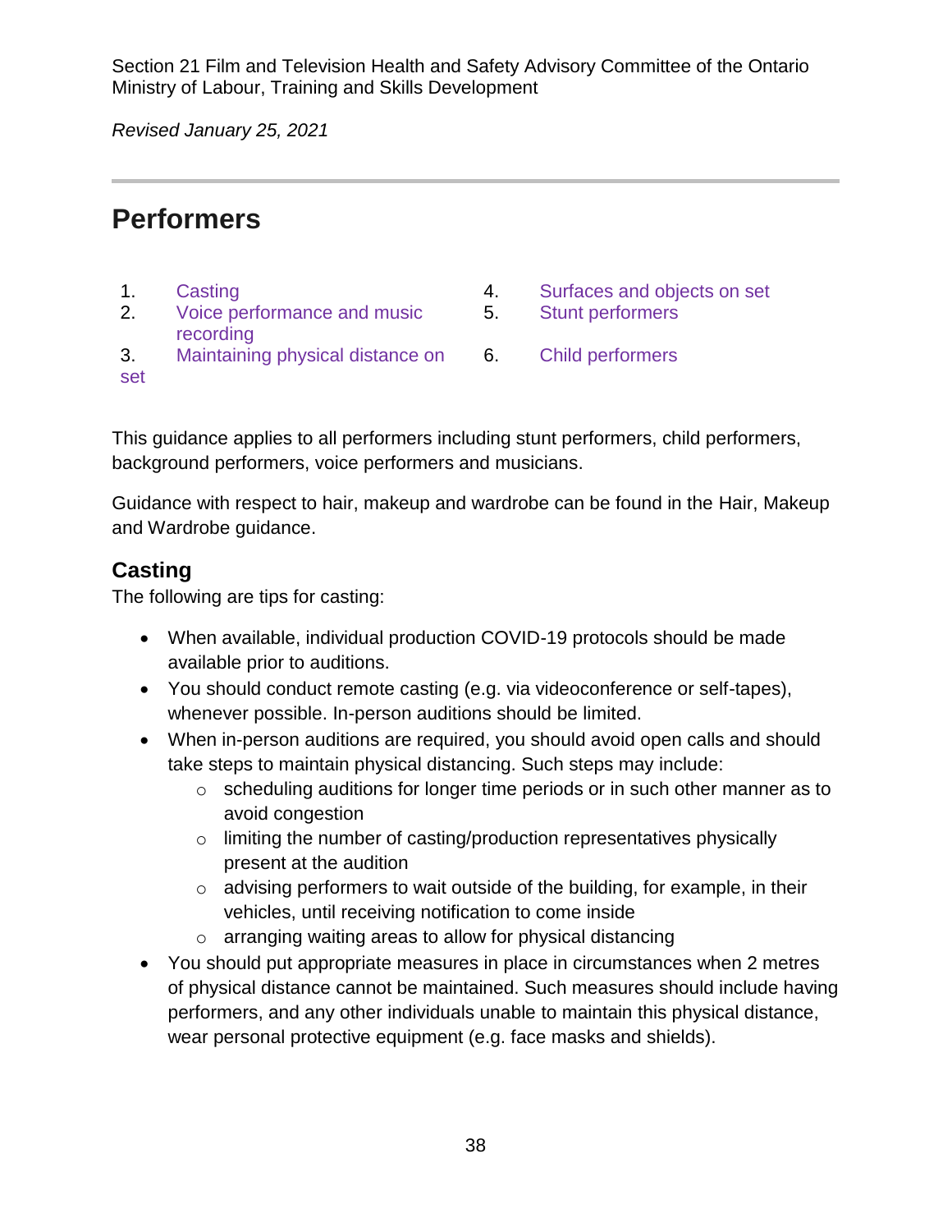Section 21 Film and Television Health and Safety Advisory Committee of the Ontario Ministry of Labour, Training and Skills Development

*Revised January 25, 2021*

# Performers

1. Casting
2. Voice performance and music recording
3. Maintaining physical distance on set
4. Surfaces and objects on set
5. Stunt performers
6. Child performers

This guidance applies to all performers including stunt performers, child performers, background performers, voice performers and musicians.

Guidance with respect to hair, makeup and wardrobe can be found in the Hair, Makeup and Wardrobe guidance.

## Casting

The following are tips for casting:

- When available, individual production COVID-19 protocols should be made available prior to auditions.
- You should conduct remote casting (e.g. via videoconference or self-tapes), whenever possible. In-person auditions should be limited.
- When in-person auditions are required, you should avoid open calls and should take steps to maintain physical distancing. Such steps may include:
  - scheduling auditions for longer time periods or in such other manner as to avoid congestion
  - limiting the number of casting/production representatives physically present at the audition
  - advising performers to wait outside of the building, for example, in their vehicles, until receiving notification to come inside
  - arranging waiting areas to allow for physical distancing
- You should put appropriate measures in place in circumstances when 2 metres of physical distance cannot be maintained. Such measures should include having performers, and any other individuals unable to maintain this physical distance, wear personal protective equipment (e.g. face masks and shields).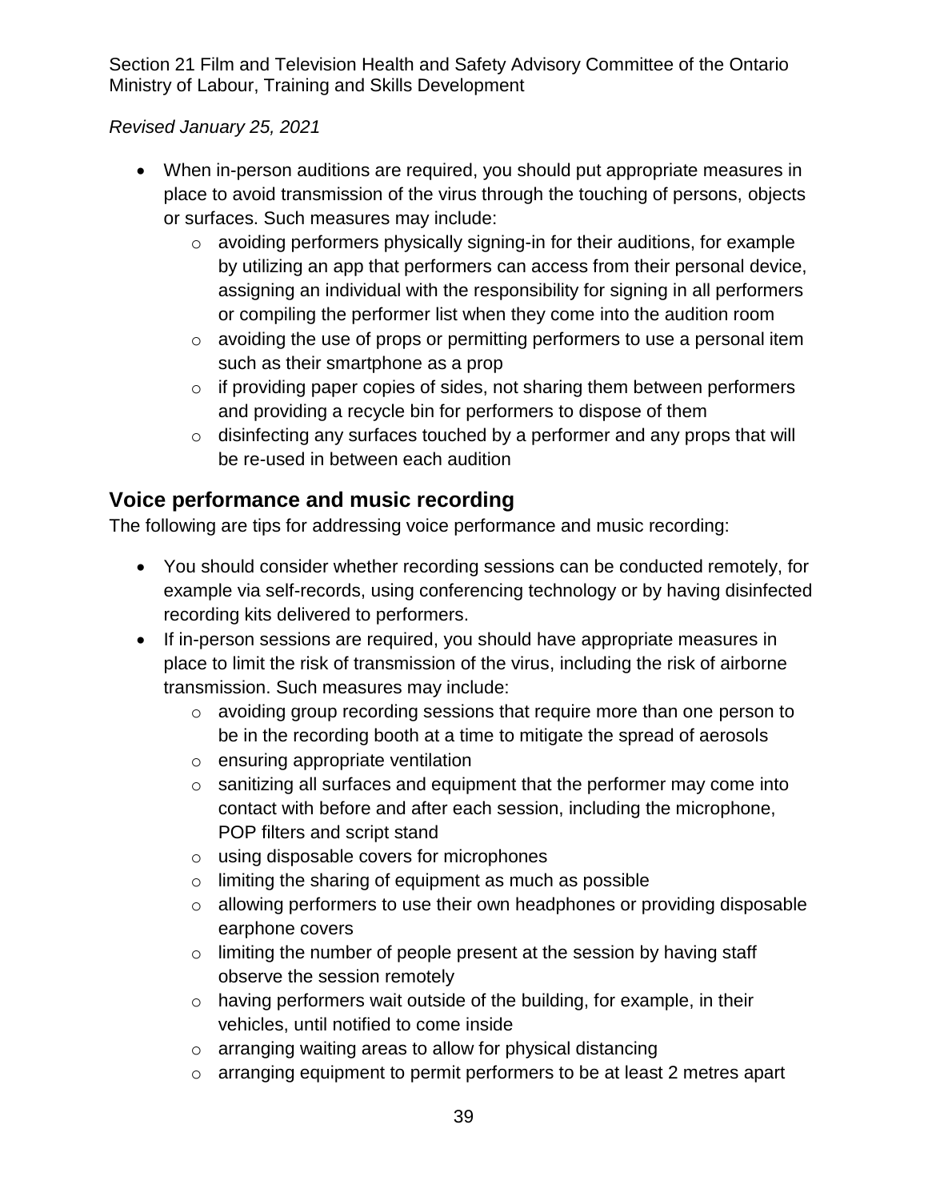- When in-person auditions are required, you should put appropriate measures in place to avoid transmission of the virus through the touching of persons, objects or surfaces. Such measures may include:
    - avoiding performers physically signing-in for their auditions, for example by utilizing an app that performers can access from their personal device, assigning an individual with the responsibility for signing in all performers or compiling the performer list when they come into the audition room
    - avoiding the use of props or permitting performers to use a personal item such as their smartphone as a prop
    - if providing paper copies of sides, not sharing them between performers and providing a recycle bin for performers to dispose of them
    - disinfecting any surfaces touched by a performer and any props that will be re-used in between each audition

## Voice performance and music recording

The following are tips for addressing voice performance and music recording:

- You should consider whether recording sessions can be conducted remotely, for example via self-records, using conferencing technology or by having disinfected recording kits delivered to performers.
- If in-person sessions are required, you should have appropriate measures in place to limit the risk of transmission of the virus, including the risk of airborne transmission. Such measures may include:
    - avoiding group recording sessions that require more than one person to be in the recording booth at a time to mitigate the spread of aerosols
    - ensuring appropriate ventilation
    - sanitizing all surfaces and equipment that the performer may come into contact with before and after each session, including the microphone, POP filters and script stand
    - using disposable covers for microphones
    - limiting the sharing of equipment as much as possible
    - allowing performers to use their own headphones or providing disposable earphone covers
    - limiting the number of people present at the session by having staff observe the session remotely
    - having performers wait outside of the building, for example, in their vehicles, until notified to come inside
    - arranging waiting areas to allow for physical distancing
    - arranging equipment to permit performers to be at least 2 metres apart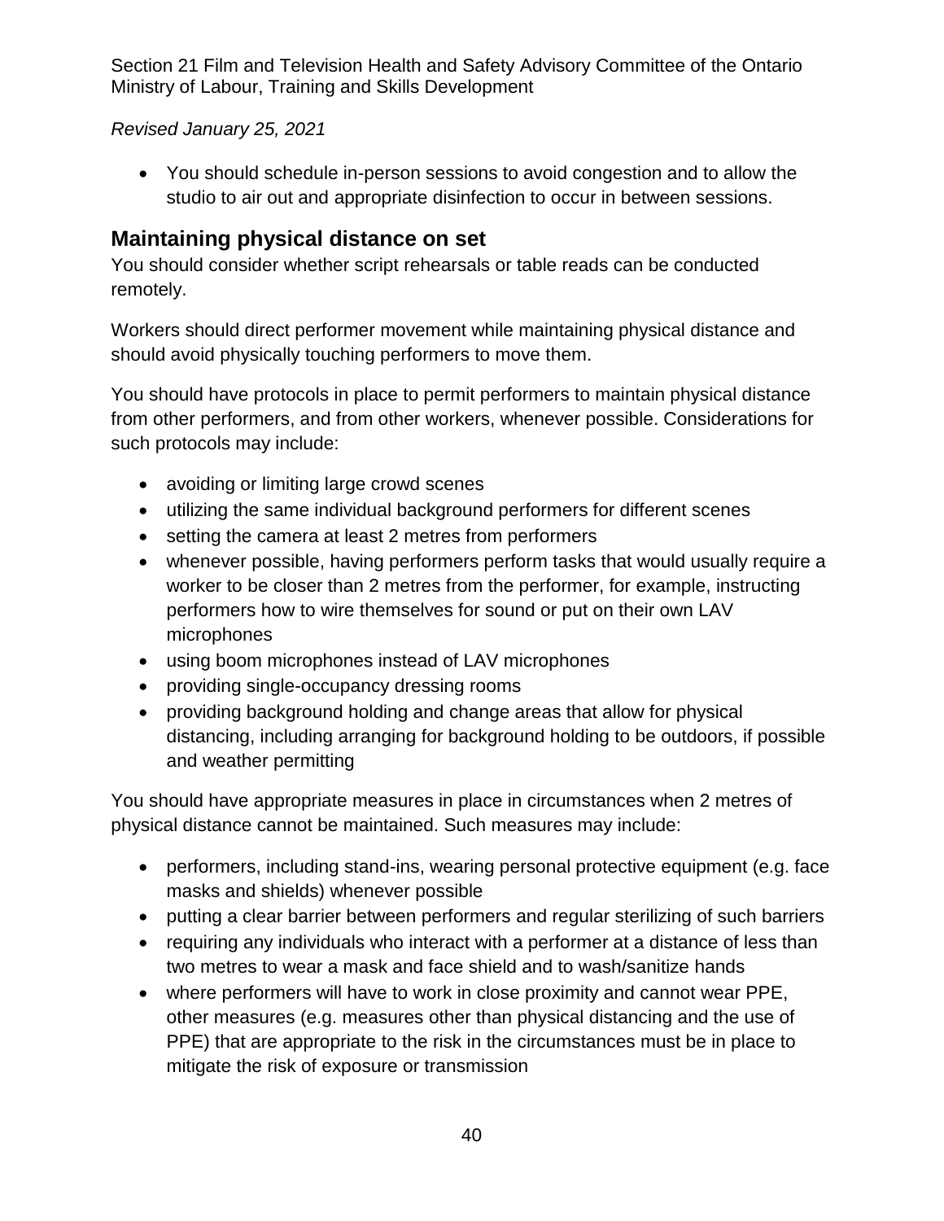- You should schedule in-person sessions to avoid congestion and to allow the studio to air out and appropriate disinfection to occur in between sessions.

## Maintaining physical distance on set

You should consider whether script rehearsals or table reads can be conducted remotely.

Workers should direct performer movement while maintaining physical distance and should avoid physically touching performers to move them.

You should have protocols in place to permit performers to maintain physical distance from other performers, and from other workers, whenever possible. Considerations for such protocols may include:

- avoiding or limiting large crowd scenes
- utilizing the same individual background performers for different scenes
- setting the camera at least 2 metres from performers
- whenever possible, having performers perform tasks that would usually require a worker to be closer than 2 metres from the performer, for example, instructing performers how to wire themselves for sound or put on their own LAV microphones
- using boom microphones instead of LAV microphones
- providing single-occupancy dressing rooms
- providing background holding and change areas that allow for physical distancing, including arranging for background holding to be outdoors, if possible and weather permitting

You should have appropriate measures in place in circumstances when 2 metres of physical distance cannot be maintained. Such measures may include:

- performers, including stand-ins, wearing personal protective equipment (e.g. face masks and shields) whenever possible
- putting a clear barrier between performers and regular sterilizing of such barriers
- requiring any individuals who interact with a performer at a distance of less than two metres to wear a mask and face shield and to wash/sanitize hands
- where performers will have to work in close proximity and cannot wear PPE, other measures (e.g. measures other than physical distancing and the use of PPE) that are appropriate to the risk in the circumstances must be in place to mitigate the risk of exposure or transmission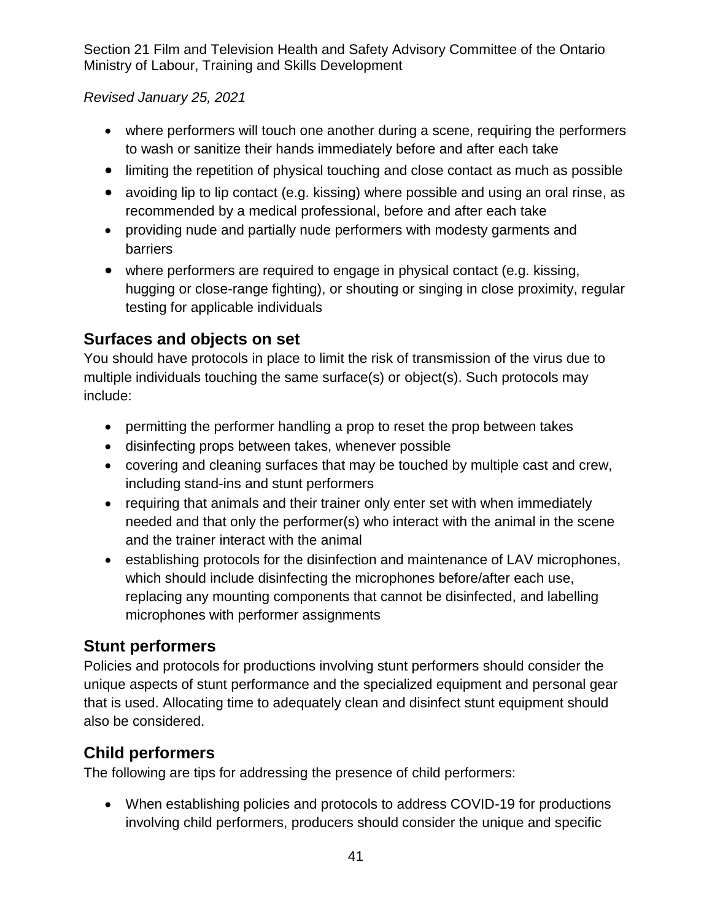- where performers will touch one another during a scene, requiring the performers to wash or sanitize their hands immediately before and after each take
- limiting the repetition of physical touching and close contact as much as possible
- avoiding lip to lip contact (e.g. kissing) where possible and using an oral rinse, as recommended by a medical professional, before and after each take
- providing nude and partially nude performers with modesty garments and barriers
- where performers are required to engage in physical contact (e.g. kissing, hugging or close-range fighting), or shouting or singing in close proximity, regular testing for applicable individuals

## Surfaces and objects on set

You should have protocols in place to limit the risk of transmission of the virus due to multiple individuals touching the same surface(s) or object(s). Such protocols may include:

- permitting the performer handling a prop to reset the prop between takes
- disinfecting props between takes, whenever possible
- covering and cleaning surfaces that may be touched by multiple cast and crew, including stand-ins and stunt performers
- requiring that animals and their trainer only enter set with when immediately needed and that only the performer(s) who interact with the animal in the scene and the trainer interact with the animal
- establishing protocols for the disinfection and maintenance of LAV microphones, which should include disinfecting the microphones before/after each use, replacing any mounting components that cannot be disinfected, and labelling microphones with performer assignments

## Stunt performers

Policies and protocols for productions involving stunt performers should consider the unique aspects of stunt performance and the specialized equipment and personal gear that is used. Allocating time to adequately clean and disinfect stunt equipment should also be considered.

## Child performers

The following are tips for addressing the presence of child performers:

- When establishing policies and protocols to address COVID-19 for productions involving child performers, producers should consider the unique and specific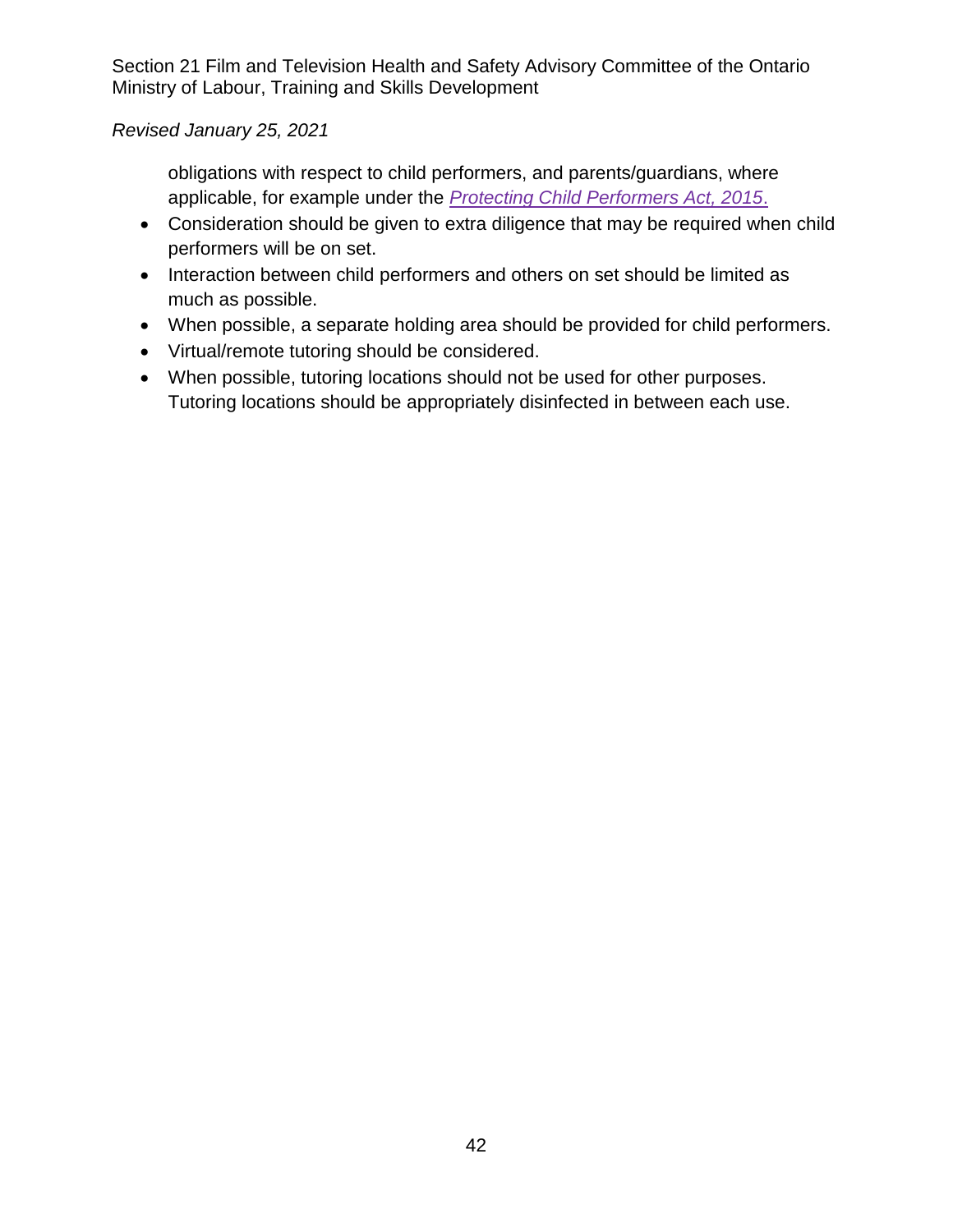obligations with respect to child performers, and parents/guardians, where applicable, for example under the *Protecting Child Performers Act, 2015*.

- Consideration should be given to extra diligence that may be required when child performers will be on set.
- Interaction between child performers and others on set should be limited as much as possible.
- When possible, a separate holding area should be provided for child performers.
- Virtual/remote tutoring should be considered.
- When possible, tutoring locations should not be used for other purposes. Tutoring locations should be appropriately disinfected in between each use.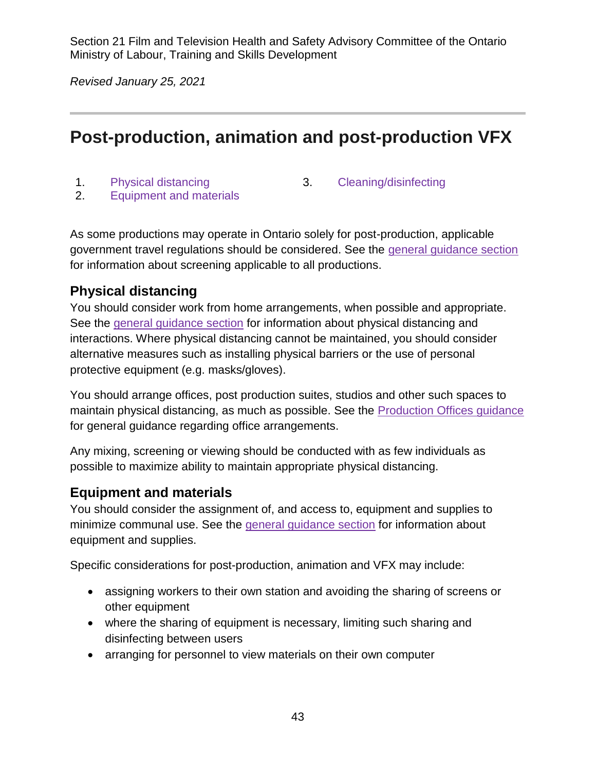Section 21 Film and Television Health and Safety Advisory Committee of the Ontario Ministry of Labour, Training and Skills Development

*Revised January 25, 2021*

# Post-production, animation and post-production VFX

1. Physical distancing
2. Equipment and materials
3. Cleaning/disinfecting

As some productions may operate in Ontario solely for post-production, applicable government travel regulations should be considered. See the general guidance section for information about screening applicable to all productions.

## Physical distancing

You should consider work from home arrangements, when possible and appropriate. See the general guidance section for information about physical distancing and interactions. Where physical distancing cannot be maintained, you should consider alternative measures such as installing physical barriers or the use of personal protective equipment (e.g. masks/gloves).

You should arrange offices, post production suites, studios and other such spaces to maintain physical distancing, as much as possible. See the Production Offices guidance for general guidance regarding office arrangements.

Any mixing, screening or viewing should be conducted with as few individuals as possible to maximize ability to maintain appropriate physical distancing.

## Equipment and materials

You should consider the assignment of, and access to, equipment and supplies to minimize communal use. See the general guidance section for information about equipment and supplies.

Specific considerations for post-production, animation and VFX may include:

- assigning workers to their own station and avoiding the sharing of screens or other equipment
- where the sharing of equipment is necessary, limiting such sharing and disinfecting between users
- arranging for personnel to view materials on their own computer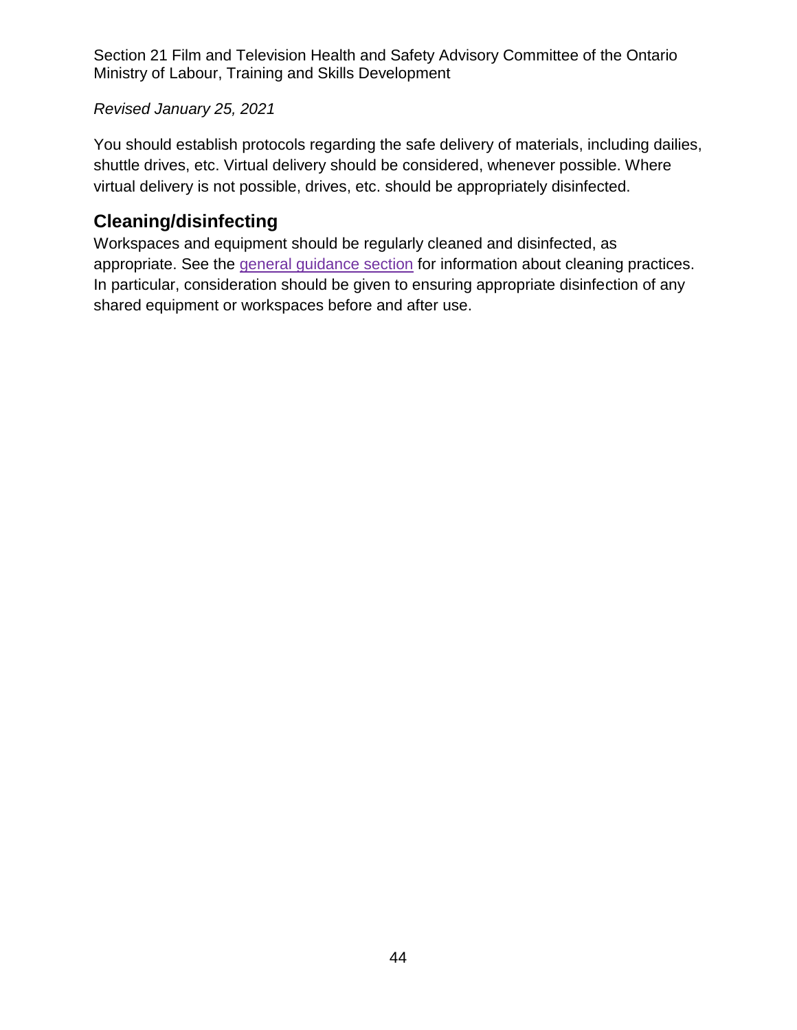You should establish protocols regarding the safe delivery of materials, including dailies, shuttle drives, etc. Virtual delivery should be considered, whenever possible. Where virtual delivery is not possible, drives, etc. should be appropriately disinfected.

## Cleaning/disinfecting

Workspaces and equipment should be regularly cleaned and disinfected, as appropriate. See the general guidance section for information about cleaning practices. In particular, consideration should be given to ensuring appropriate disinfection of any shared equipment or workspaces before and after use.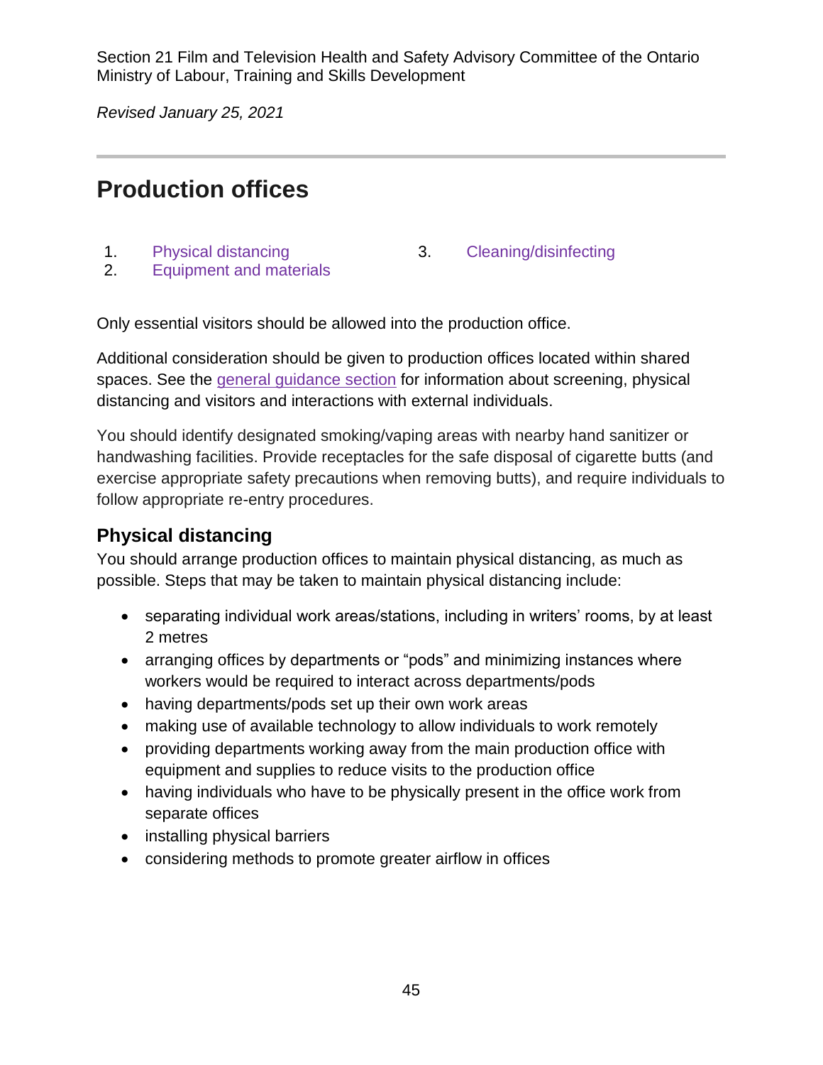Section 21 Film and Television Health and Safety Advisory Committee of the Ontario Ministry of Labour, Training and Skills Development

*Revised January 25, 2021*

## Production offices

1. Physical distancing
2. Equipment and materials
3. Cleaning/disinfecting

Only essential visitors should be allowed into the production office.

Additional consideration should be given to production offices located within shared spaces. See the general guidance section for information about screening, physical distancing and visitors and interactions with external individuals.

You should identify designated smoking/vaping areas with nearby hand sanitizer or handwashing facilities. Provide receptacles for the safe disposal of cigarette butts (and exercise appropriate safety precautions when removing butts), and require individuals to follow appropriate re-entry procedures.

### Physical distancing

You should arrange production offices to maintain physical distancing, as much as possible. Steps that may be taken to maintain physical distancing include:

- separating individual work areas/stations, including in writers' rooms, by at least 2 metres
- arranging offices by departments or "pods" and minimizing instances where workers would be required to interact across departments/pods
- having departments/pods set up their own work areas
- making use of available technology to allow individuals to work remotely
- providing departments working away from the main production office with equipment and supplies to reduce visits to the production office
- having individuals who have to be physically present in the office work from separate offices
- installing physical barriers
- considering methods to promote greater airflow in offices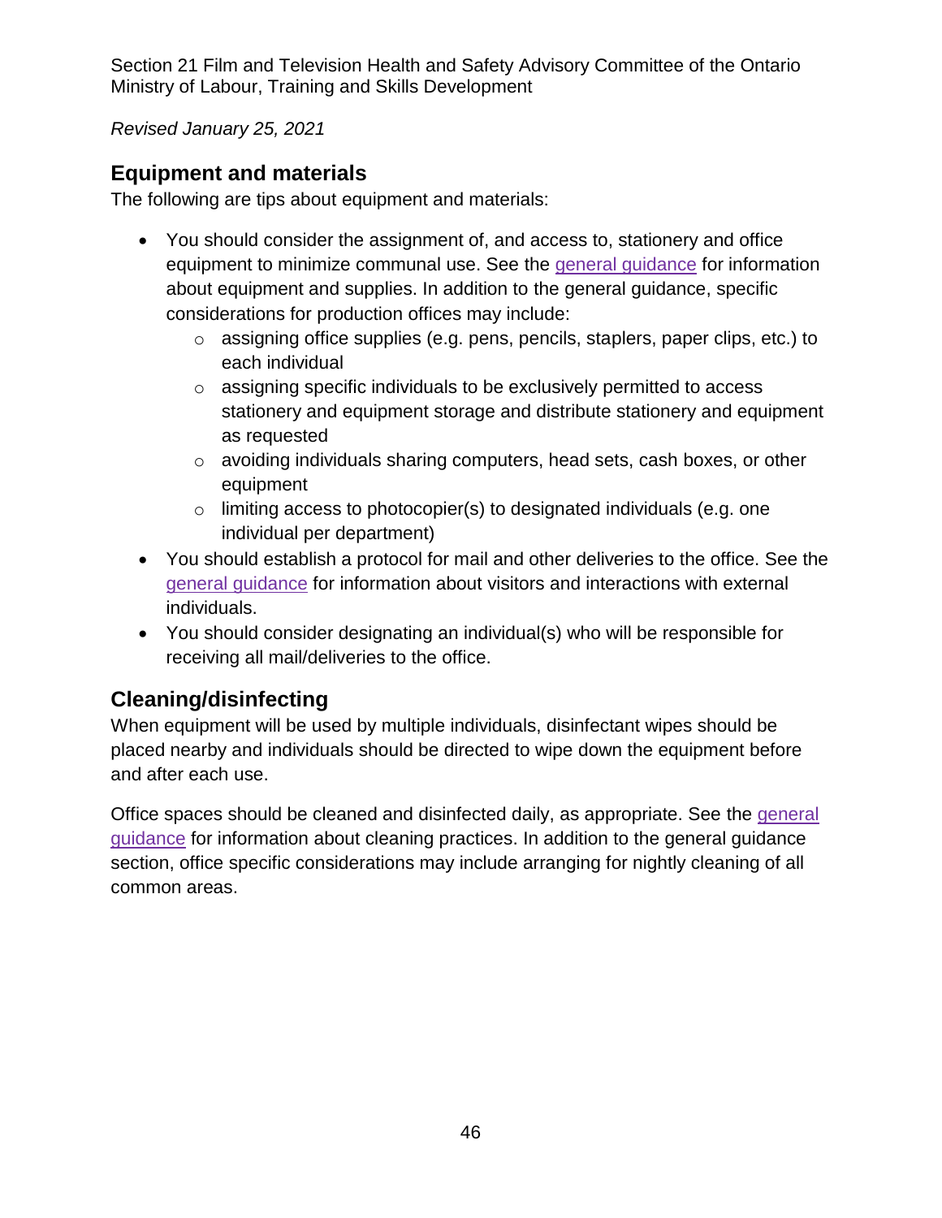## Equipment and materials

The following are tips about equipment and materials:

- You should consider the assignment of, and access to, stationery and office equipment to minimize communal use. See the general guidance for information about equipment and supplies. In addition to the general guidance, specific considerations for production offices may include:
  - assigning office supplies (e.g. pens, pencils, staplers, paper clips, etc.) to each individual
  - assigning specific individuals to be exclusively permitted to access stationery and equipment storage and distribute stationery and equipment as requested
  - avoiding individuals sharing computers, head sets, cash boxes, or other equipment
  - limiting access to photocopier(s) to designated individuals (e.g. one individual per department)
- You should establish a protocol for mail and other deliveries to the office. See the general guidance for information about visitors and interactions with external individuals.
- You should consider designating an individual(s) who will be responsible for receiving all mail/deliveries to the office.

## Cleaning/disinfecting

When equipment will be used by multiple individuals, disinfectant wipes should be placed nearby and individuals should be directed to wipe down the equipment before and after each use.

Office spaces should be cleaned and disinfected daily, as appropriate. See the general guidance for information about cleaning practices. In addition to the general guidance section, office specific considerations may include arranging for nightly cleaning of all common areas.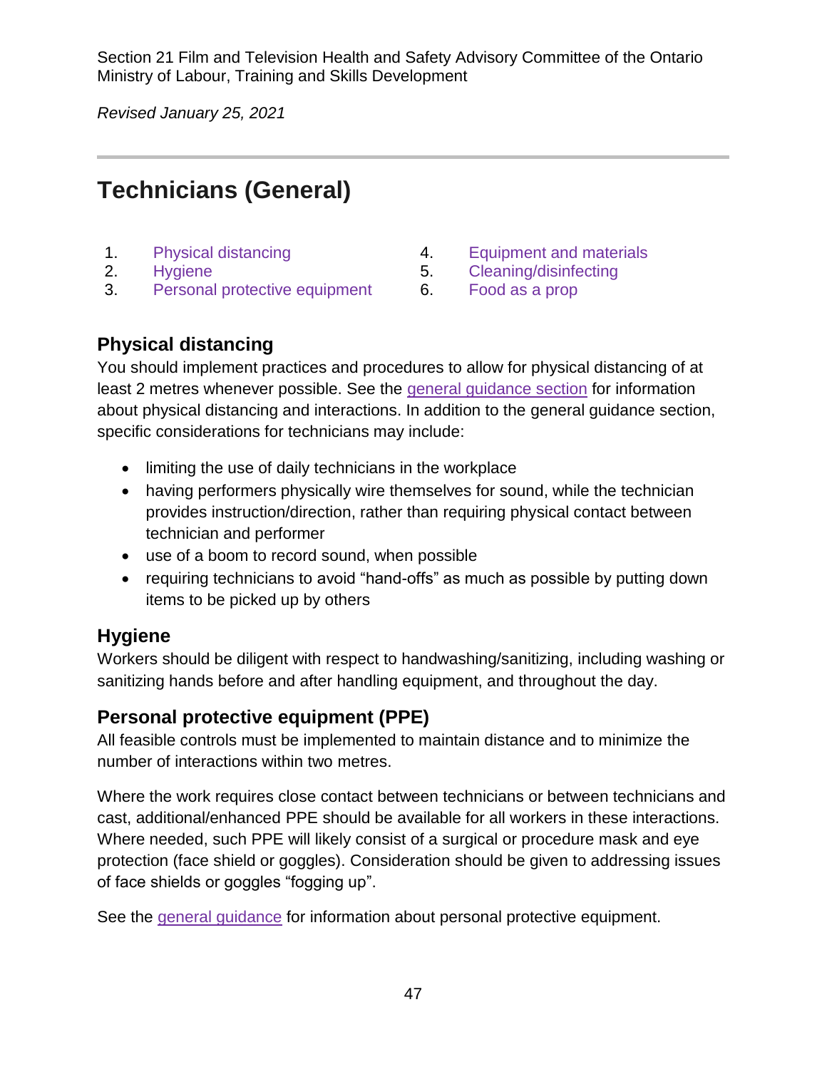Section 21 Film and Television Health and Safety Advisory Committee of the Ontario Ministry of Labour, Training and Skills Development

*Revised January 25, 2021*

# Technicians (General)

1. Physical distancing
2. Hygiene
3. Personal protective equipment
4. Equipment and materials
5. Cleaning/disinfecting
6. Food as a prop

## Physical distancing

You should implement practices and procedures to allow for physical distancing of at least 2 metres whenever possible. See the general guidance section for information about physical distancing and interactions. In addition to the general guidance section, specific considerations for technicians may include:

- limiting the use of daily technicians in the workplace
- having performers physically wire themselves for sound, while the technician provides instruction/direction, rather than requiring physical contact between technician and performer
- use of a boom to record sound, when possible
- requiring technicians to avoid "hand-offs" as much as possible by putting down items to be picked up by others

## Hygiene

Workers should be diligent with respect to handwashing/sanitizing, including washing or sanitizing hands before and after handling equipment, and throughout the day.

## Personal protective equipment (PPE)

All feasible controls must be implemented to maintain distance and to minimize the number of interactions within two metres.

Where the work requires close contact between technicians or between technicians and cast, additional/enhanced PPE should be available for all workers in these interactions. Where needed, such PPE will likely consist of a surgical or procedure mask and eye protection (face shield or goggles). Consideration should be given to addressing issues of face shields or goggles "fogging up".

See the general guidance for information about personal protective equipment.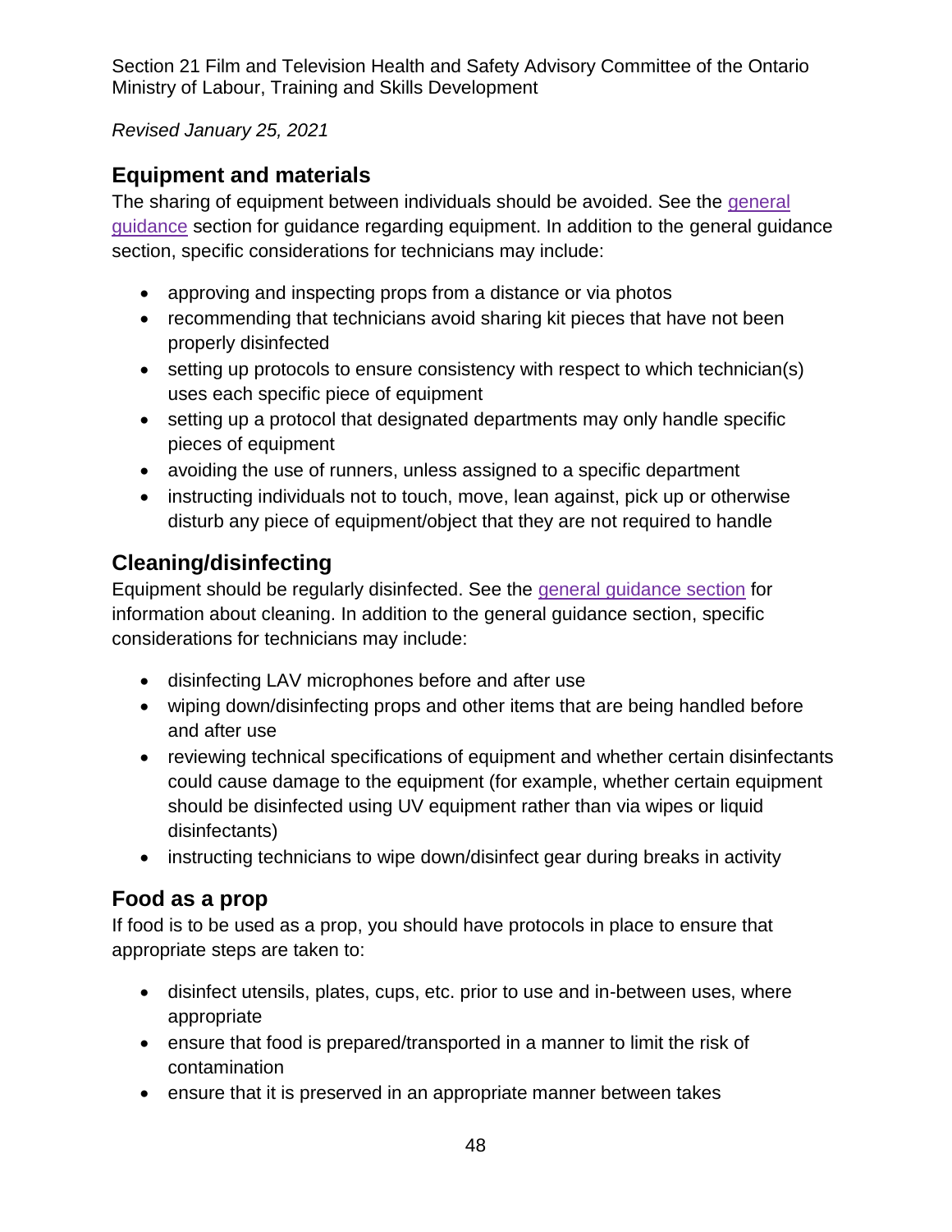## Equipment and materials

The sharing of equipment between individuals should be avoided. See the general guidance section for guidance regarding equipment. In addition to the general guidance section, specific considerations for technicians may include:

- approving and inspecting props from a distance or via photos
- recommending that technicians avoid sharing kit pieces that have not been properly disinfected
- setting up protocols to ensure consistency with respect to which technician(s) uses each specific piece of equipment
- setting up a protocol that designated departments may only handle specific pieces of equipment
- avoiding the use of runners, unless assigned to a specific department
- instructing individuals not to touch, move, lean against, pick up or otherwise disturb any piece of equipment/object that they are not required to handle

## Cleaning/disinfecting

Equipment should be regularly disinfected. See the general guidance section for information about cleaning. In addition to the general guidance section, specific considerations for technicians may include:

- disinfecting LAV microphones before and after use
- wiping down/disinfecting props and other items that are being handled before and after use
- reviewing technical specifications of equipment and whether certain disinfectants could cause damage to the equipment (for example, whether certain equipment should be disinfected using UV equipment rather than via wipes or liquid disinfectants)
- instructing technicians to wipe down/disinfect gear during breaks in activity

## Food as a prop

If food is to be used as a prop, you should have protocols in place to ensure that appropriate steps are taken to:

- disinfect utensils, plates, cups, etc. prior to use and in-between uses, where appropriate
- ensure that food is prepared/transported in a manner to limit the risk of contamination
- ensure that it is preserved in an appropriate manner between takes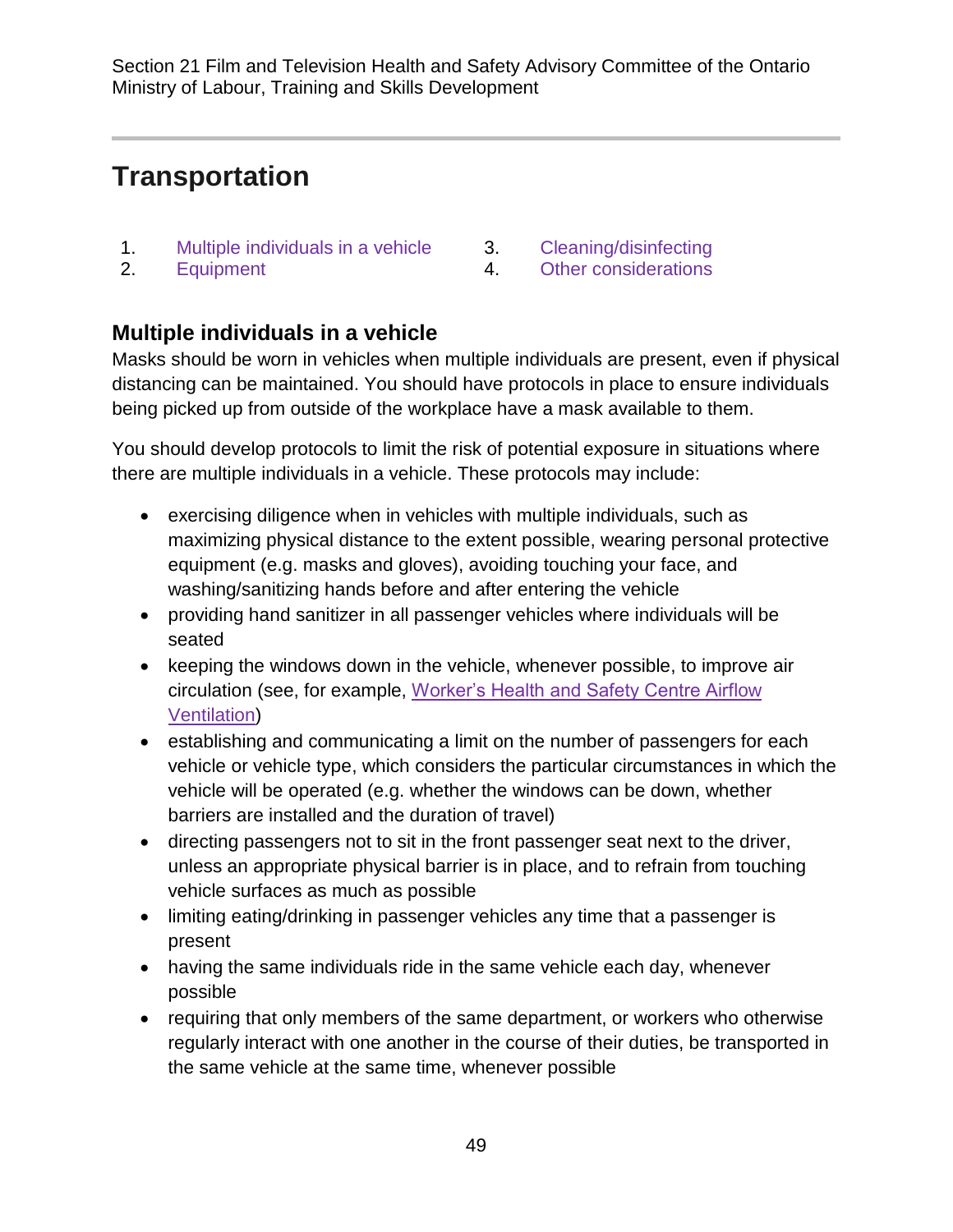# Transportation

1. Multiple individuals in a vehicle
2. Equipment
3. Cleaning/disinfecting
4. Other considerations

## Multiple individuals in a vehicle

Masks should be worn in vehicles when multiple individuals are present, even if physical distancing can be maintained. You should have protocols in place to ensure individuals being picked up from outside of the workplace have a mask available to them.

You should develop protocols to limit the risk of potential exposure in situations where there are multiple individuals in a vehicle. These protocols may include:

- exercising diligence when in vehicles with multiple individuals, such as maximizing physical distance to the extent possible, wearing personal protective equipment (e.g. masks and gloves), avoiding touching your face, and washing/sanitizing hands before and after entering the vehicle
- providing hand sanitizer in all passenger vehicles where individuals will be seated
- keeping the windows down in the vehicle, whenever possible, to improve air circulation (see, for example, Worker's Health and Safety Centre Airflow Ventilation)
- establishing and communicating a limit on the number of passengers for each vehicle or vehicle type, which considers the particular circumstances in which the vehicle will be operated (e.g. whether the windows can be down, whether barriers are installed and the duration of travel)
- directing passengers not to sit in the front passenger seat next to the driver, unless an appropriate physical barrier is in place, and to refrain from touching vehicle surfaces as much as possible
- limiting eating/drinking in passenger vehicles any time that a passenger is present
- having the same individuals ride in the same vehicle each day, whenever possible
- requiring that only members of the same department, or workers who otherwise regularly interact with one another in the course of their duties, be transported in the same vehicle at the same time, whenever possible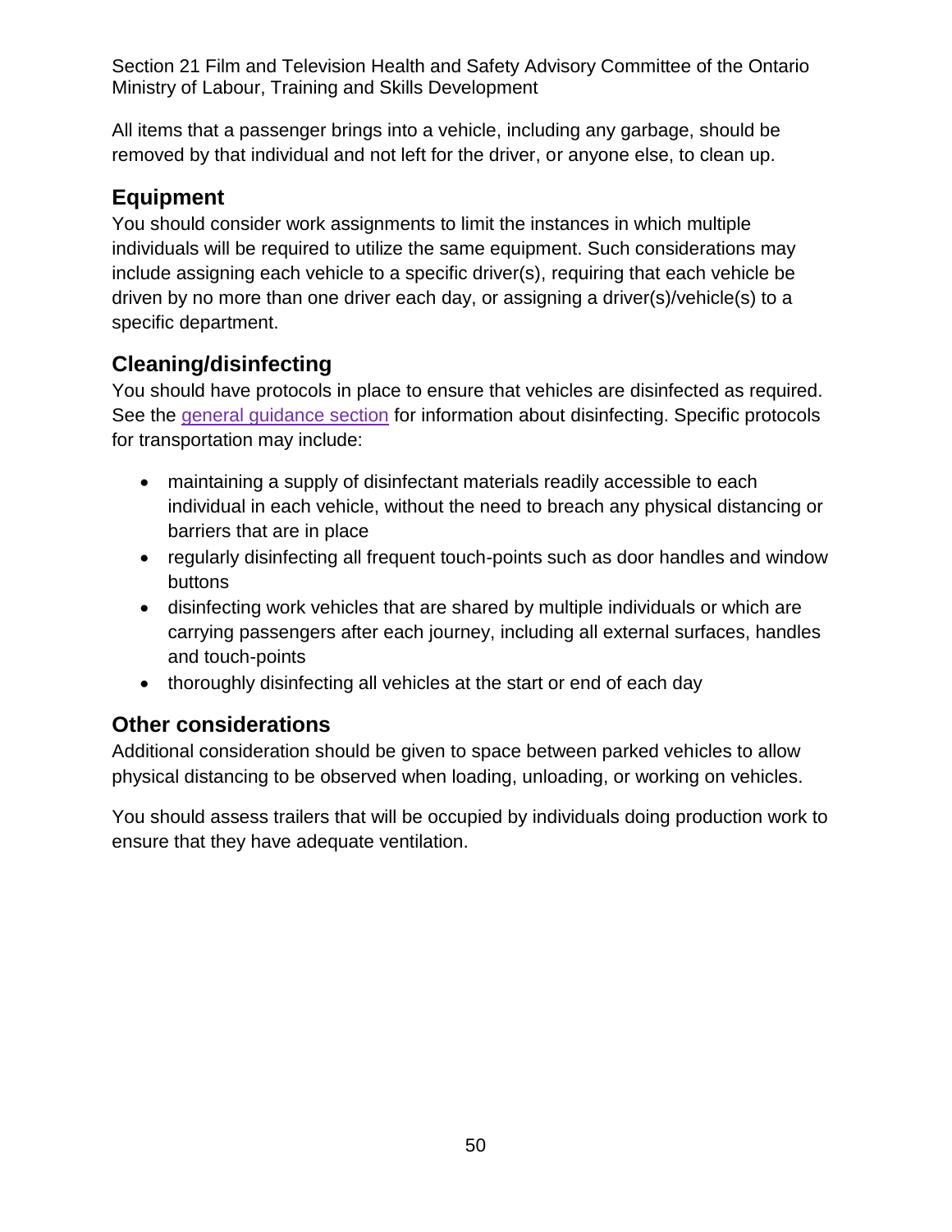All items that a passenger brings into a vehicle, including any garbage, should be removed by that individual and not left for the driver, or anyone else, to clean up.

## Equipment

You should consider work assignments to limit the instances in which multiple individuals will be required to utilize the same equipment. Such considerations may include assigning each vehicle to a specific driver(s), requiring that each vehicle be driven by no more than one driver each day, or assigning a driver(s)/vehicle(s) to a specific department.

## Cleaning/disinfecting

You should have protocols in place to ensure that vehicles are disinfected as required. See the general guidance section for information about disinfecting. Specific protocols for transportation may include:

- maintaining a supply of disinfectant materials readily accessible to each individual in each vehicle, without the need to breach any physical distancing or barriers that are in place
- regularly disinfecting all frequent touch-points such as door handles and window buttons
- disinfecting work vehicles that are shared by multiple individuals or which are carrying passengers after each journey, including all external surfaces, handles and touch-points
- thoroughly disinfecting all vehicles at the start or end of each day

## Other considerations

Additional consideration should be given to space between parked vehicles to allow physical distancing to be observed when loading, unloading, or working on vehicles.

You should assess trailers that will be occupied by individuals doing production work to ensure that they have adequate ventilation.